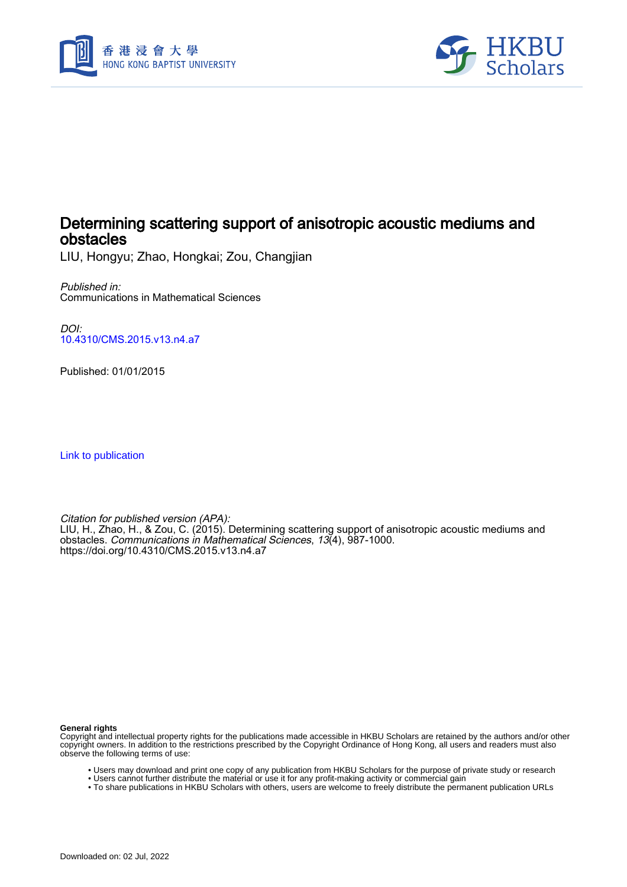# Determining scattering support of anisotropic acoustic mediums and obstacles

LIU, Hongyu; Zhao, Hongkai; Zou, Changjian

*Published in:*
Communications in Mathematical Sciences

*DOI:*
10.4310/CMS.2015.v13.n4.a7

Published: 01/01/2015

Link to publication

*Citation for published version (APA):*
LIU, H., Zhao, H., & Zou, C. (2015). Determining scattering support of anisotropic acoustic mediums and obstacles. *Communications in Mathematical Sciences*, *13*(4), 987-1000. https://doi.org/10.4310/CMS.2015.v13.n4.a7

**General rights**
Copyright and intellectual property rights for the publications made accessible in HKBU Scholars are retained by the authors and/or other copyright owners. In addition to the restrictions prescribed by the Copyright Ordinance of Hong Kong, all users and readers must also observe the following terms of use:

- Users may download and print one copy of any publication from HKBU Scholars for the purpose of private study or research
- Users cannot further distribute the material or use it for any profit-making activity or commercial gain
- To share publications in HKBU Scholars with others, users are welcome to freely distribute the permanent publication URLs

Downloaded on: 02 Jul, 2022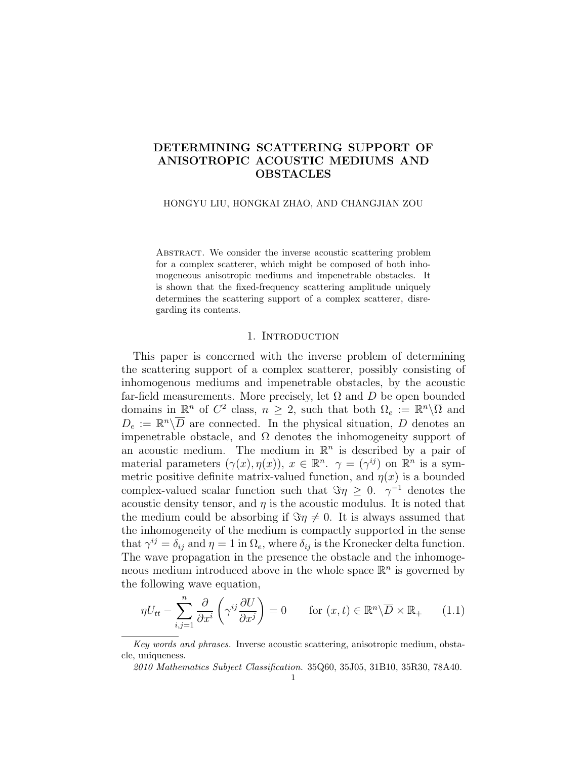# DETERMINING SCATTERING SUPPORT OF ANISOTROPIC ACOUSTIC MEDIUMS AND OBSTACLES

HONGYU LIU, HONGKAI ZHAO, AND CHANGJIAN ZOU

Abstract. We consider the inverse acoustic scattering problem for a complex scatterer, which might be composed of both inhomogeneous anisotropic mediums and impenetrable obstacles. It is shown that the fixed-frequency scattering amplitude uniquely determines the scattering support of a complex scatterer, disregarding its contents.

## 1. Introduction

This paper is concerned with the inverse problem of determining the scattering support of a complex scatterer, possibly consisting of inhomogenous mediums and impenetrable obstacles, by the acoustic far-field measurements. More precisely, let $\Omega$ and $D$ be open bounded domains in $\mathbb{R}^n$ of $C^2$ class, $n \geq 2$, such that both $\Omega_e := \mathbb{R}^n \backslash \overline{\Omega}$ and $D_e := \mathbb{R}^n \backslash \overline{D}$ are connected. In the physical situation, $D$ denotes an impenetrable obstacle, and $\Omega$ denotes the inhomogeneity support of an acoustic medium. The medium in $\mathbb{R}^n$ is described by a pair of material parameters $(\gamma(x), \eta(x))$, $x \in \mathbb{R}^n$. $\gamma = (\gamma^{ij})$ on $\mathbb{R}^n$ is a symmetric positive definite matrix-valued function, and $\eta(x)$ is a bounded complex-valued scalar function such that $\Im\eta \geq 0$. $\gamma^{-1}$ denotes the acoustic density tensor, and $\eta$ is the acoustic modulus. It is noted that the medium could be absorbing if $\Im\eta \neq 0$. It is always assumed that the inhomogeneity of the medium is compactly supported in the sense that $\gamma^{ij} = \delta_{ij}$ and $\eta = 1$ in $\Omega_e$, where $\delta_{ij}$ is the Kronecker delta function. The wave propagation in the presence the obstacle and the inhomogeneous medium introduced above in the whole space $\mathbb{R}^n$ is governed by the following wave equation,

$$\eta U_{tt} - \sum_{i,j=1}^{n} \frac{\partial}{\partial x^i}\left(\gamma^{ij}\frac{\partial U}{\partial x^j}\right) = 0 \qquad \text{for } (x,t) \in \mathbb{R}^n \backslash \overline{D} \times \mathbb{R}_+ \qquad (1.1)$$

*Key words and phrases.* Inverse acoustic scattering, anisotropic medium, obstacle, uniqueness.

*2010 Mathematics Subject Classification.* 35Q60, 35J05, 31B10, 35R30, 78A40.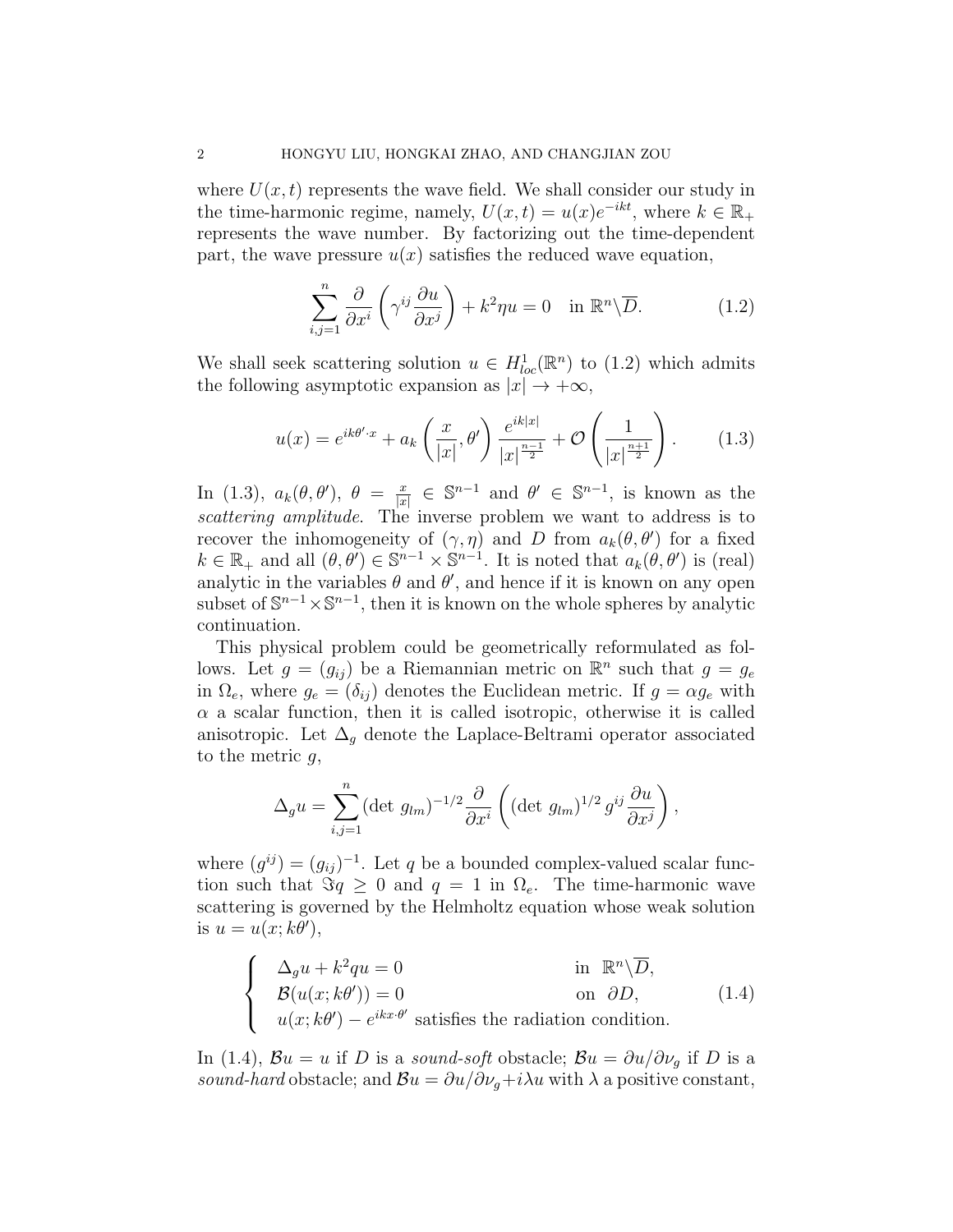where $U(x,t)$ represents the wave field. We shall consider our study in the time-harmonic regime, namely, $U(x,t) = u(x)e^{-ikt}$, where $k \in \mathbb{R}_+$ represents the wave number. By factorizing out the time-dependent part, the wave pressure $u(x)$ satisfies the reduced wave equation,

$$\sum_{i,j=1}^{n} \frac{\partial}{\partial x^i}\left(\gamma^{ij}\frac{\partial u}{\partial x^j}\right) + k^2\eta u = 0 \quad \text{in } \mathbb{R}^n\backslash\overline{D}. \tag{1.2}$$

We shall seek scattering solution $u \in H^1_{loc}(\mathbb{R}^n)$ to (1.2) which admits the following asymptotic expansion as $|x| \to +\infty$,

$$u(x) = e^{ik\theta'\cdot x} + a_k\left(\frac{x}{|x|}, \theta'\right)\frac{e^{ik|x|}}{|x|^{\frac{n-1}{2}}} + \mathcal{O}\left(\frac{1}{|x|^{\frac{n+1}{2}}}\right). \tag{1.3}$$

In (1.3), $a_k(\theta, \theta')$, $\theta = \frac{x}{|x|} \in \mathbb{S}^{n-1}$ and $\theta' \in \mathbb{S}^{n-1}$, is known as the *scattering amplitude*. The inverse problem we want to address is to recover the inhomogeneity of $(\gamma, \eta)$ and $D$ from $a_k(\theta, \theta')$ for a fixed $k \in \mathbb{R}_+$ and all $(\theta, \theta') \in \mathbb{S}^{n-1}\times\mathbb{S}^{n-1}$. It is noted that $a_k(\theta, \theta')$ is (real) analytic in the variables $\theta$ and $\theta'$, and hence if it is known on any open subset of $\mathbb{S}^{n-1}\times\mathbb{S}^{n-1}$, then it is known on the whole spheres by analytic continuation.

This physical problem could be geometrically reformulated as follows. Let $g = (g_{ij})$ be a Riemannian metric on $\mathbb{R}^n$ such that $g = g_e$ in $\Omega_e$, where $g_e = (\delta_{ij})$ denotes the Euclidean metric. If $g = \alpha g_e$ with $\alpha$ a scalar function, then it is called isotropic, otherwise it is called anisotropic. Let $\Delta_g$ denote the Laplace-Beltrami operator associated to the metric $g$,

$$\Delta_g u = \sum_{i,j=1}^{n} (\det\, g_{lm})^{-1/2}\frac{\partial}{\partial x^i}\left((\det\, g_{lm})^{1/2}\, g^{ij}\frac{\partial u}{\partial x^j}\right),$$

where $(g^{ij}) = (g_{ij})^{-1}$. Let $q$ be a bounded complex-valued scalar function such that $\Im q \geq 0$ and $q = 1$ in $\Omega_e$. The time-harmonic wave scattering is governed by the Helmholtz equation whose weak solution is $u = u(x; k\theta')$,

$$\begin{cases} \Delta_g u + k^2 q u = 0 & \text{in } \mathbb{R}^n\backslash\overline{D}, \\ \mathcal{B}(u(x;k\theta')) = 0 & \text{on } \partial D, \\ u(x;k\theta') - e^{ikx\cdot\theta'} \text{ satisfies the radiation condition.} \end{cases} \tag{1.4}$$

In (1.4), $\mathcal{B}u = u$ if $D$ is a *sound-soft* obstacle; $\mathcal{B}u = \partial u/\partial\nu_g$ if $D$ is a *sound-hard* obstacle; and $\mathcal{B}u = \partial u/\partial\nu_g + i\lambda u$ with $\lambda$ a positive constant,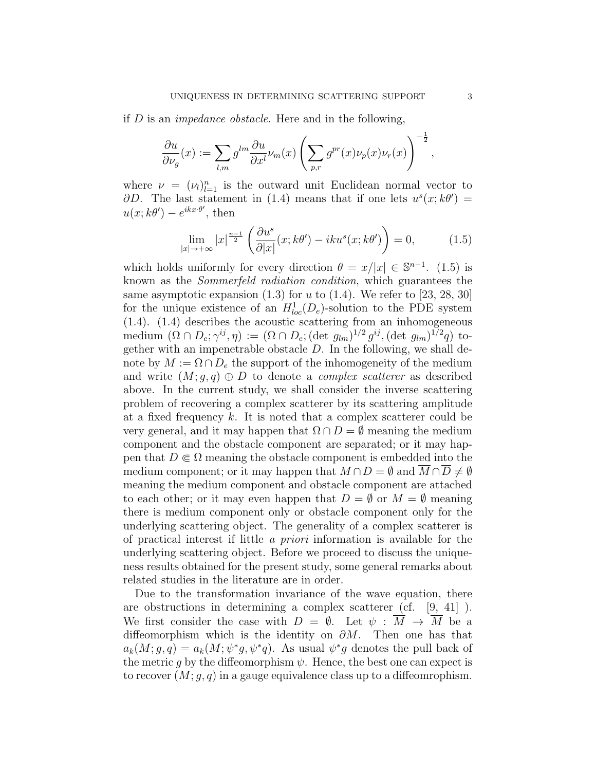if $D$ is an *impedance obstacle*. Here and in the following,

$$\frac{\partial u}{\partial \nu_g}(x) := \sum_{l,m} g^{lm} \frac{\partial u}{\partial x^l} \nu_m(x) \left( \sum_{p,r} g^{pr}(x) \nu_p(x) \nu_r(x) \right)^{-\frac{1}{2}},$$

where $\nu = (\nu_l)_{l=1}^n$ is the outward unit Euclidean normal vector to $\partial D$. The last statement in (1.4) means that if one lets $u^s(x; k\theta') = u(x; k\theta') - e^{ikx\cdot\theta'}$, then

$$\lim_{|x|\to+\infty} |x|^{\frac{n-1}{2}} \left( \frac{\partial u^s}{\partial |x|}(x; k\theta') - iku^s(x; k\theta') \right) = 0, \tag{1.5}$$

which holds uniformly for every direction $\theta = x/|x| \in \mathbb{S}^{n-1}$. (1.5) is known as the *Sommerfeld radiation condition*, which guarantees the same asymptotic expansion (1.3) for $u$ to (1.4). We refer to [23, 28, 30] for the unique existence of an $H^1_{loc}(D_e)$-solution to the PDE system (1.4). (1.4) describes the acoustic scattering from an inhomogeneous medium $(\Omega \cap D_e; \gamma^{ij}, \eta) := (\Omega \cap D_e; (\det\, g_{lm})^{1/2} g^{ij}, (\det\, g_{lm})^{1/2} q)$ together with an impenetrable obstacle $D$. In the following, we shall denote by $M := \Omega \cap D_e$ the support of the inhomogeneity of the medium and write $(M; g, q) \oplus D$ to denote a *complex scatterer* as described above. In the current study, we shall consider the inverse scattering problem of recovering a complex scatterer by its scattering amplitude at a fixed frequency $k$. It is noted that a complex scatterer could be very general, and it may happen that $\Omega \cap D = \emptyset$ meaning the medium component and the obstacle component are separated; or it may happen that $D \Subset \Omega$ meaning the obstacle component is embedded into the medium component; or it may happen that $M \cap D = \emptyset$ and $\overline{M} \cap \overline{D} \neq \emptyset$ meaning the medium component and obstacle component are attached to each other; or it may even happen that $D = \emptyset$ or $M = \emptyset$ meaning there is medium component only or obstacle component only for the underlying scattering object. The generality of a complex scatterer is of practical interest if little *a priori* information is available for the underlying scattering object. Before we proceed to discuss the uniqueness results obtained for the present study, some general remarks about related studies in the literature are in order.

Due to the transformation invariance of the wave equation, there are obstructions in determining a complex scatterer (cf. [9, 41] ). We first consider the case with $D = \emptyset$. Let $\psi : \overline{M} \to \overline{M}$ be a diffeomorphism which is the identity on $\partial M$. Then one has that $a_k(M; g, q) = a_k(M; \psi^* g, \psi^* q)$. As usual $\psi^* g$ denotes the pull back of the metric $g$ by the diffeomorphism $\psi$. Hence, the best one can expect is to recover $(M; g, q)$ in a gauge equivalence class up to a diffeomrophism.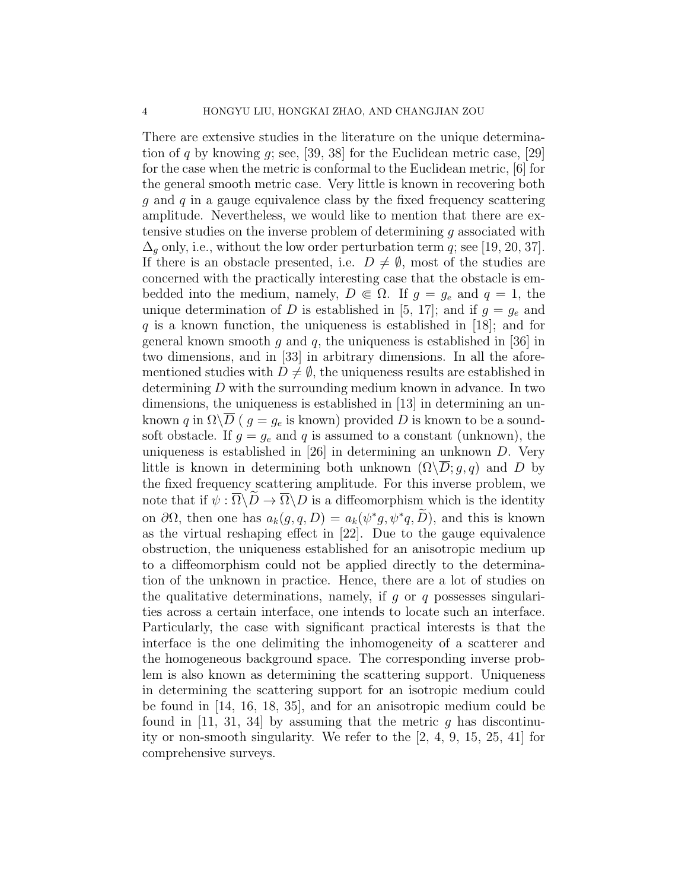There are extensive studies in the literature on the unique determination of $q$ by knowing $g$; see, [39, 38] for the Euclidean metric case, [29] for the case when the metric is conformal to the Euclidean metric, [6] for the general smooth metric case. Very little is known in recovering both $g$ and $q$ in a gauge equivalence class by the fixed frequency scattering amplitude. Nevertheless, we would like to mention that there are extensive studies on the inverse problem of determining $g$ associated with $\Delta_g$ only, i.e., without the low order perturbation term $q$; see [19, 20, 37]. If there is an obstacle presented, i.e. $D \neq \emptyset$, most of the studies are concerned with the practically interesting case that the obstacle is embedded into the medium, namely, $D \Subset \Omega$. If $g = g_e$ and $q = 1$, the unique determination of $D$ is established in [5, 17]; and if $g = g_e$ and $q$ is a known function, the uniqueness is established in [18]; and for general known smooth $g$ and $q$, the uniqueness is established in [36] in two dimensions, and in [33] in arbitrary dimensions. In all the aforementioned studies with $D \neq \emptyset$, the uniqueness results are established in determining $D$ with the surrounding medium known in advance. In two dimensions, the uniqueness is established in [13] in determining an unknown $q$ in $\Omega\backslash\overline{D}$ ( $g = g_e$ is known) provided $D$ is known to be a sound-soft obstacle. If $g = g_e$ and $q$ is assumed to a constant (unknown), the uniqueness is established in [26] in determining an unknown $D$. Very little is known in determining both unknown $(\Omega\backslash\overline{D}; g, q)$ and $D$ by the fixed frequency scattering amplitude. For this inverse problem, we note that if $\psi : \overline{\Omega}\backslash\widetilde{D} \to \overline{\Omega}\backslash D$ is a diffeomorphism which is the identity on $\partial\Omega$, then one has $a_k(g, q, D) = a_k(\psi^* g, \psi^* q, \widetilde{D})$, and this is known as the virtual reshaping effect in [22]. Due to the gauge equivalence obstruction, the uniqueness established for an anisotropic medium up to a diffeomorphism could not be applied directly to the determination of the unknown in practice. Hence, there are a lot of studies on the qualitative determinations, namely, if $g$ or $q$ possesses singularities across a certain interface, one intends to locate such an interface. Particularly, the case with significant practical interests is that the interface is the one delimiting the inhomogeneity of a scatterer and the homogeneous background space. The corresponding inverse problem is also known as determining the scattering support. Uniqueness in determining the scattering support for an isotropic medium could be found in [14, 16, 18, 35], and for an anisotropic medium could be found in [11, 31, 34] by assuming that the metric $g$ has discontinuity or non-smooth singularity. We refer to the [2, 4, 9, 15, 25, 41] for comprehensive surveys.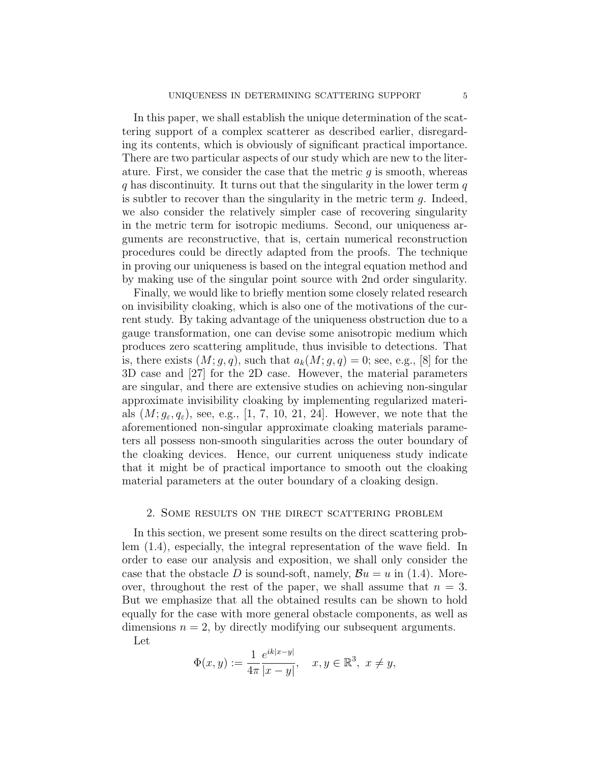In this paper, we shall establish the unique determination of the scattering support of a complex scatterer as described earlier, disregarding its contents, which is obviously of significant practical importance. There are two particular aspects of our study which are new to the literature. First, we consider the case that the metric $g$ is smooth, whereas $q$ has discontinuity. It turns out that the singularity in the lower term $q$ is subtler to recover than the singularity in the metric term $g$. Indeed, we also consider the relatively simpler case of recovering singularity in the metric term for isotropic mediums. Second, our uniqueness arguments are reconstructive, that is, certain numerical reconstruction procedures could be directly adapted from the proofs. The technique in proving our uniqueness is based on the integral equation method and by making use of the singular point source with 2nd order singularity.

Finally, we would like to briefly mention some closely related research on invisibility cloaking, which is also one of the motivations of the current study. By taking advantage of the uniqueness obstruction due to a gauge transformation, one can devise some anisotropic medium which produces zero scattering amplitude, thus invisible to detections. That is, there exists $(M; g, q)$, such that $a_k(M; g, q) = 0$; see, e.g., [8] for the 3D case and [27] for the 2D case. However, the material parameters are singular, and there are extensive studies on achieving non-singular approximate invisibility cloaking by implementing regularized materials $(M; g_\varepsilon, q_\varepsilon)$, see, e.g., [1, 7, 10, 21, 24]. However, we note that the aforementioned non-singular approximate cloaking materials parameters all possess non-smooth singularities across the outer boundary of the cloaking devices. Hence, our current uniqueness study indicate that it might be of practical importance to smooth out the cloaking material parameters at the outer boundary of a cloaking design.

## 2. Some results on the direct scattering problem

In this section, we present some results on the direct scattering problem (1.4), especially, the integral representation of the wave field. In order to ease our analysis and exposition, we shall only consider the case that the obstacle $D$ is sound-soft, namely, $\mathcal{B}u = u$ in (1.4). Moreover, throughout the rest of the paper, we shall assume that $n = 3$. But we emphasize that all the obtained results can be shown to hold equally for the case with more general obstacle components, as well as dimensions $n = 2$, by directly modifying our subsequent arguments.

Let

$$\Phi(x, y) := \frac{1}{4\pi} \frac{e^{ik|x-y|}}{|x-y|}, \quad x, y \in \mathbb{R}^3,\ x \neq y,$$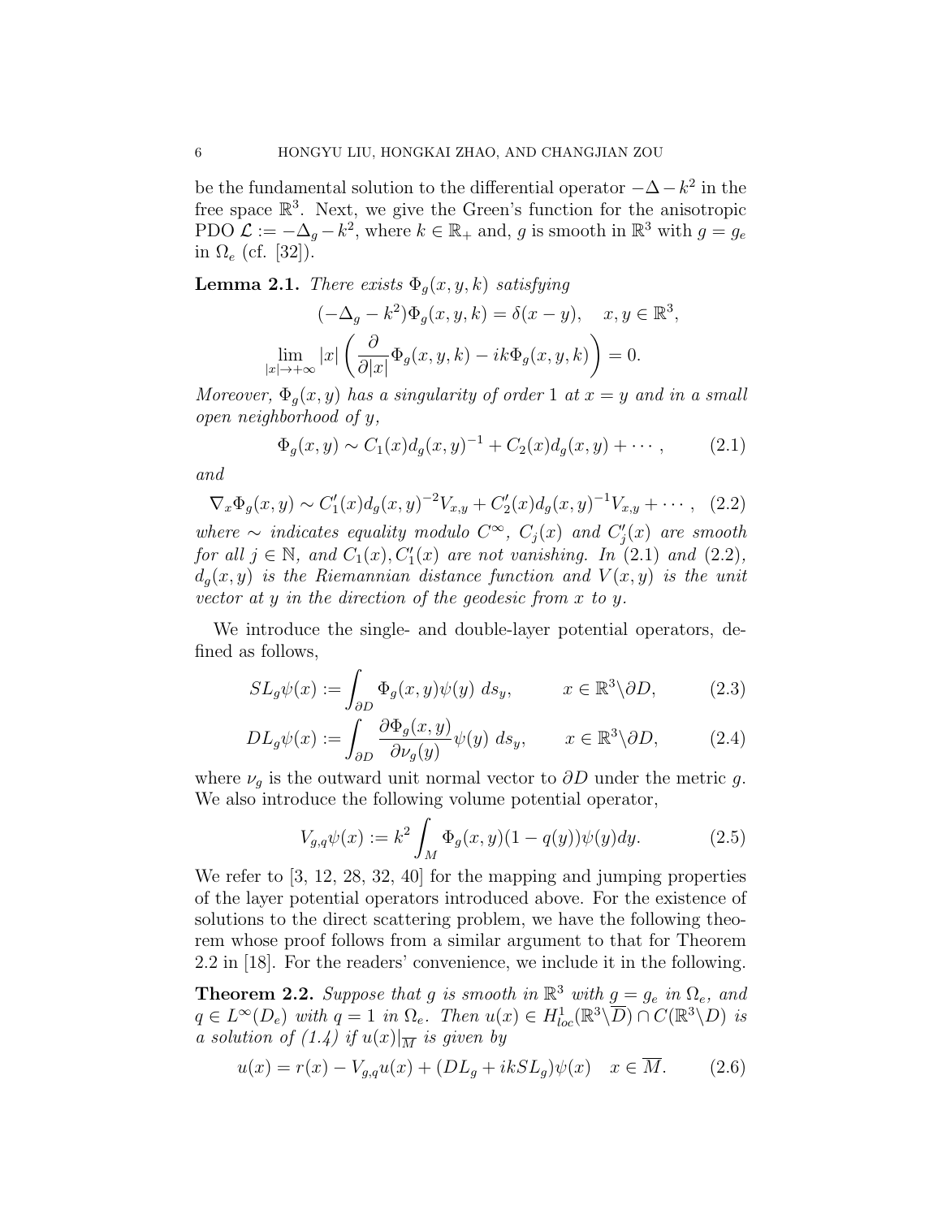be the fundamental solution to the differential operator $-\Delta - k^2$ in the free space $\mathbb{R}^3$. Next, we give the Green's function for the anisotropic PDO $\mathcal{L} := -\Delta_g - k^2$, where $k \in \mathbb{R}_+$ and, $g$ is smooth in $\mathbb{R}^3$ with $g = g_e$ in $\Omega_e$ (cf. [32]).

**Lemma 2.1.** *There exists $\Phi_g(x, y, k)$ satisfying*

$$(-\Delta_g - k^2)\Phi_g(x, y, k) = \delta(x - y), \quad x, y \in \mathbb{R}^3,$$

$$\lim_{|x|\to+\infty} |x| \left( \frac{\partial}{\partial |x|}\Phi_g(x, y, k) - ik\Phi_g(x, y, k) \right) = 0.$$

*Moreover, $\Phi_g(x, y)$ has a singularity of order 1 at $x = y$ and in a small open neighborhood of $y$,*

$$\Phi_g(x, y) \sim C_1(x) d_g(x, y)^{-1} + C_2(x) d_g(x, y) + \cdots , \tag{2.1}$$

*and*

$$\nabla_x \Phi_g(x, y) \sim C_1'(x) d_g(x, y)^{-2} V_{x,y} + C_2'(x) d_g(x, y)^{-1} V_{x,y} + \cdots , \tag{2.2}$$

*where $\sim$ indicates equality modulo $C^\infty$, $C_j(x)$ and $C_j'(x)$ are smooth for all $j \in \mathbb{N}$, and $C_1(x), C_1'(x)$ are not vanishing. In (2.1) and (2.2), $d_g(x, y)$ is the Riemannian distance function and $V(x, y)$ is the unit vector at $y$ in the direction of the geodesic from $x$ to $y$.*

We introduce the single- and double-layer potential operators, defined as follows,

$$SL_g\psi(x) := \int_{\partial D} \Phi_g(x, y)\psi(y)\, ds_y, \qquad x \in \mathbb{R}^3 \backslash \partial D, \tag{2.3}$$

$$DL_g\psi(x) := \int_{\partial D} \frac{\partial \Phi_g(x, y)}{\partial \nu_g(y)}\psi(y)\, ds_y, \qquad x \in \mathbb{R}^3 \backslash \partial D, \tag{2.4}$$

where $\nu_g$ is the outward unit normal vector to $\partial D$ under the metric $g$. We also introduce the following volume potential operator,

$$V_{g,q}\psi(x) := k^2 \int_M \Phi_g(x, y)(1 - q(y))\psi(y) dy. \tag{2.5}$$

We refer to [3, 12, 28, 32, 40] for the mapping and jumping properties of the layer potential operators introduced above. For the existence of solutions to the direct scattering problem, we have the following theorem whose proof follows from a similar argument to that for Theorem 2.2 in [18]. For the readers' convenience, we include it in the following.

**Theorem 2.2.** *Suppose that $g$ is smooth in $\mathbb{R}^3$ with $g = g_e$ in $\Omega_e$, and $q \in L^\infty(D_e)$ with $q = 1$ in $\Omega_e$. Then $u(x) \in H^1_{loc}(\mathbb{R}^3 \backslash \overline{D}) \cap C(\mathbb{R}^3 \backslash D)$ is a solution of (1.4) if $u(x)|_{\overline{M}}$ is given by*

$$u(x) = r(x) - V_{g,q}u(x) + (DL_g + ikSL_g)\psi(x) \quad x \in \overline{M}. \tag{2.6}$$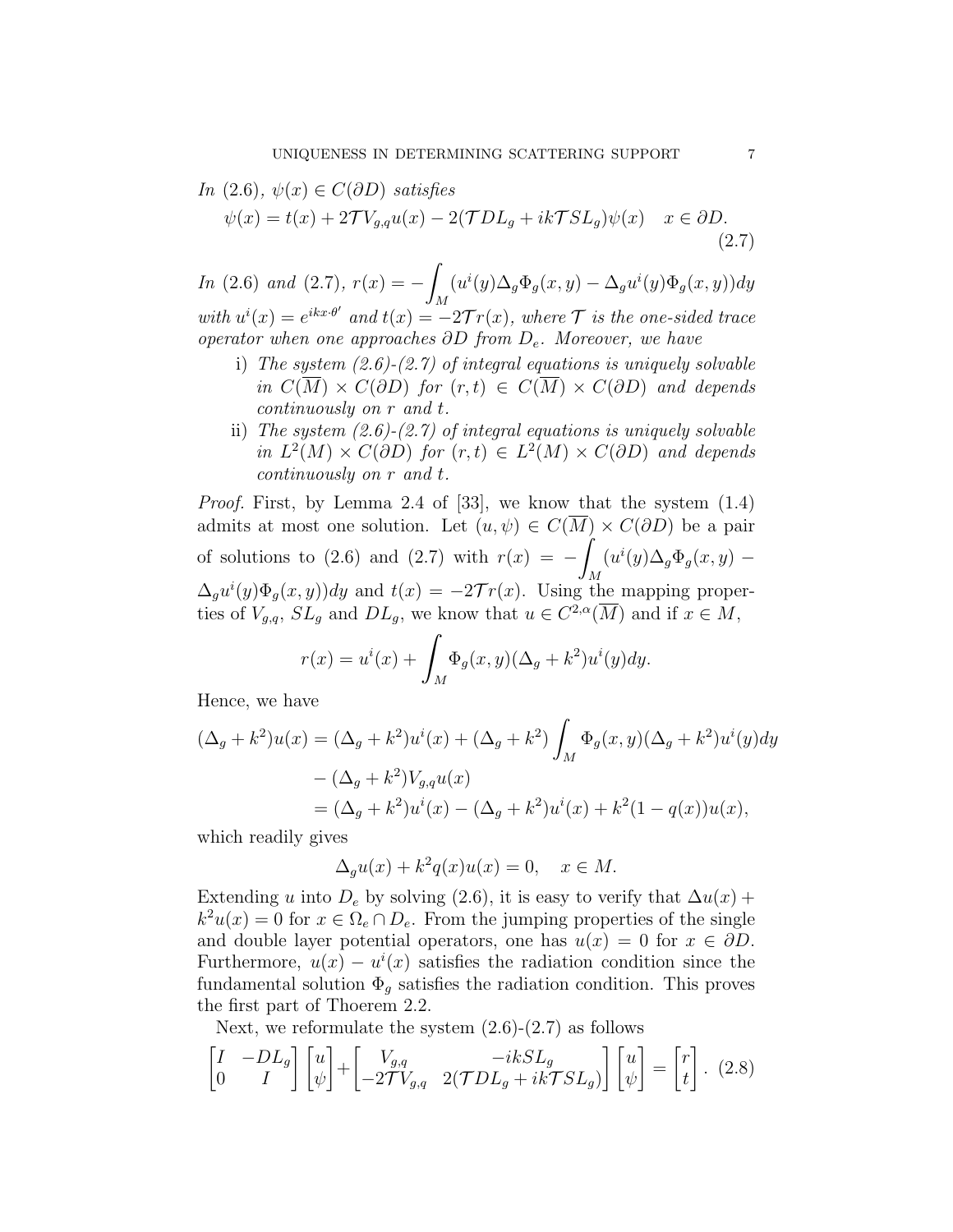*In* (2.6), $\psi(x) \in C(\partial D)$ *satisfies*

$$\psi(x) = t(x) + 2\mathcal{T} V_{g,q} u(x) - 2(\mathcal{T} DL_g + ik\mathcal{T} SL_g)\psi(x) \quad x \in \partial D. \tag{2.7}$$

*In* (2.6) *and* (2.7), $r(x) = -\int_M (u^i(y)\Delta_g \Phi_g(x,y) - \Delta_g u^i(y)\Phi_g(x,y))dy$ *with* $u^i(x) = e^{ikx\cdot\theta'}$ *and* $t(x) = -2\mathcal{T} r(x)$, *where* $\mathcal{T}$ *is the one-sided trace operator when one approaches* $\partial D$ *from* $D_e$. *Moreover, we have*

- i) *The system (2.6)-(2.7) of integral equations is uniquely solvable in* $C(\overline{M}) \times C(\partial D)$ *for* $(r,t) \in C(\overline{M}) \times C(\partial D)$ *and depends continuously on* $r$ *and* $t$.
- ii) *The system (2.6)-(2.7) of integral equations is uniquely solvable in* $L^2(M) \times C(\partial D)$ *for* $(r,t) \in L^2(M) \times C(\partial D)$ *and depends continuously on* $r$ *and* $t$.

*Proof.* First, by Lemma 2.4 of [33], we know that the system (1.4) admits at most one solution. Let $(u,\psi) \in C(\overline{M}) \times C(\partial D)$ be a pair of solutions to (2.6) and (2.7) with $r(x) = -\int_M (u^i(y)\Delta_g \Phi_g(x,y) - \Delta_g u^i(y)\Phi_g(x,y))dy$ and $t(x) = -2\mathcal{T} r(x)$. Using the mapping properties of $V_{g,q}$, $SL_g$ and $DL_g$, we know that $u \in C^{2,\alpha}(\overline{M})$ and if $x \in M$,

$$r(x) = u^i(x) + \int_M \Phi_g(x,y)(\Delta_g + k^2)u^i(y)dy.$$

Hence, we have

$$\begin{aligned}
(\Delta_g + k^2)u(x) &= (\Delta_g + k^2)u^i(x) + (\Delta_g + k^2)\int_M \Phi_g(x,y)(\Delta_g + k^2)u^i(y)dy \\
&\quad - (\Delta_g + k^2)V_{g,q}u(x) \\
&= (\Delta_g + k^2)u^i(x) - (\Delta_g + k^2)u^i(x) + k^2(1 - q(x))u(x),
\end{aligned}$$

which readily gives

$$\Delta_g u(x) + k^2 q(x) u(x) = 0, \quad x \in M.$$

Extending $u$ into $D_e$ by solving (2.6), it is easy to verify that $\Delta u(x) + k^2 u(x) = 0$ for $x \in \Omega_e \cap D_e$. From the jumping properties of the single and double layer potential operators, one has $u(x) = 0$ for $x \in \partial D$. Furthermore, $u(x) - u^i(x)$ satisfies the radiation condition since the fundamental solution $\Phi_g$ satisfies the radiation condition. This proves the first part of Thoerem 2.2.

Next, we reformulate the system (2.6)-(2.7) as follows

$$\begin{bmatrix} I & -DL_g \\ 0 & I \end{bmatrix} \begin{bmatrix} u \\ \psi \end{bmatrix} + \begin{bmatrix} V_{g,q} & -ikSL_g \\ -2\mathcal{T} V_{g,q} & 2(\mathcal{T} DL_g + ik\mathcal{T} SL_g) \end{bmatrix} \begin{bmatrix} u \\ \psi \end{bmatrix} = \begin{bmatrix} r \\ t \end{bmatrix}. \tag{2.8}$$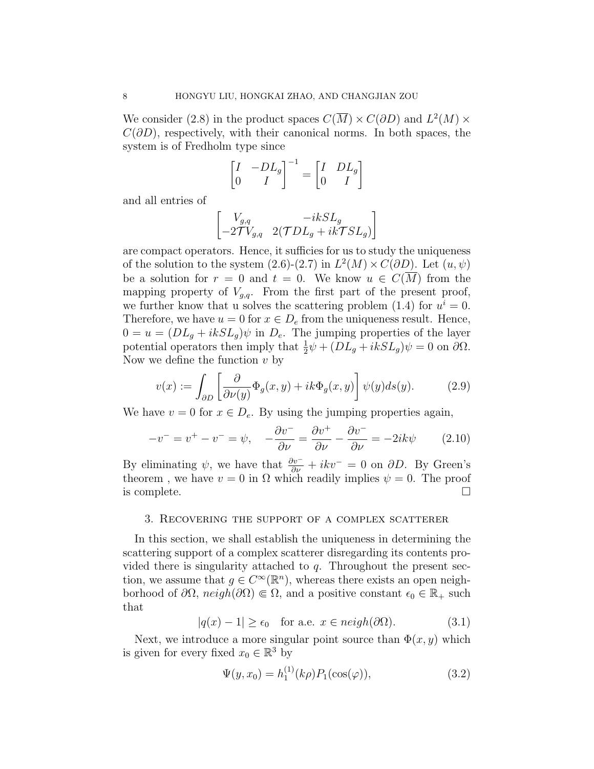We consider (2.8) in the product spaces $C(\overline{M}) \times C(\partial D)$ and $L^2(M) \times C(\partial D)$, respectively, with their canonical norms. In both spaces, the system is of Fredholm type since

$$\begin{bmatrix} I & -DL_g \\ 0 & I \end{bmatrix}^{-1} = \begin{bmatrix} I & DL_g \\ 0 & I \end{bmatrix}$$

and all entries of

$$\begin{bmatrix} V_{g,q} & -ikSL_g \\ -2\mathcal{T}V_{g,q} & 2(\mathcal{T}DL_g + ik\mathcal{T}SL_g) \end{bmatrix}$$

are compact operators. Hence, it sufficies for us to study the uniqueness of the solution to the system (2.6)-(2.7) in $L^2(M) \times C(\partial D)$. Let $(u, \psi)$ be a solution for $r = 0$ and $t = 0$. We know $u \in C(\overline{M})$ from the mapping property of $V_{g,q}$. From the first part of the present proof, we further know that u solves the scattering problem (1.4) for $u^i = 0$. Therefore, we have $u = 0$ for $x \in D_e$ from the uniqueness result. Hence, $0 = u = (DL_g + ikSL_g)\psi$ in $D_e$. The jumping properties of the layer potential operators then imply that $\frac{1}{2}\psi + (DL_g + ikSL_g)\psi = 0$ on $\partial\Omega$. Now we define the function $v$ by

$$v(x) := \int_{\partial D} \left[ \frac{\partial}{\partial \nu(y)} \Phi_g(x, y) + ik\Phi_g(x, y) \right] \psi(y) ds(y). \tag{2.9}$$

We have $v = 0$ for $x \in D_e$. By using the jumping properties again,

$$-v^- = v^+ - v^- = \psi, \quad -\frac{\partial v^-}{\partial \nu} = \frac{\partial v^+}{\partial \nu} - \frac{\partial v^-}{\partial \nu} = -2ik\psi \tag{2.10}$$

By eliminating $\psi$, we have that $\frac{\partial v^-}{\partial \nu} + ikv^- = 0$ on $\partial D$. By Green's theorem , we have $v = 0$ in $\Omega$ which readily implies $\psi = 0$. The proof is complete. $\square$

## 3. Recovering the support of a complex scatterer

In this section, we shall establish the uniqueness in determining the scattering support of a complex scatterer disregarding its contents provided there is singularity attached to $q$. Throughout the present section, we assume that $g \in C^\infty(\mathbb{R}^n)$, whereas there exists an open neighborhood of $\partial\Omega$, $neigh(\partial\Omega) \Subset \Omega$, and a positive constant $\epsilon_0 \in \mathbb{R}_+$ such that

$$|q(x) - 1| \geq \epsilon_0 \quad \text{for a.e. } x \in neigh(\partial\Omega). \tag{3.1}$$

Next, we introduce a more singular point source than $\Phi(x, y)$ which is given for every fixed $x_0 \in \mathbb{R}^3$ by

$$\Psi(y, x_0) = h_1^{(1)}(k\rho) P_1(\cos(\varphi)), \tag{3.2}$$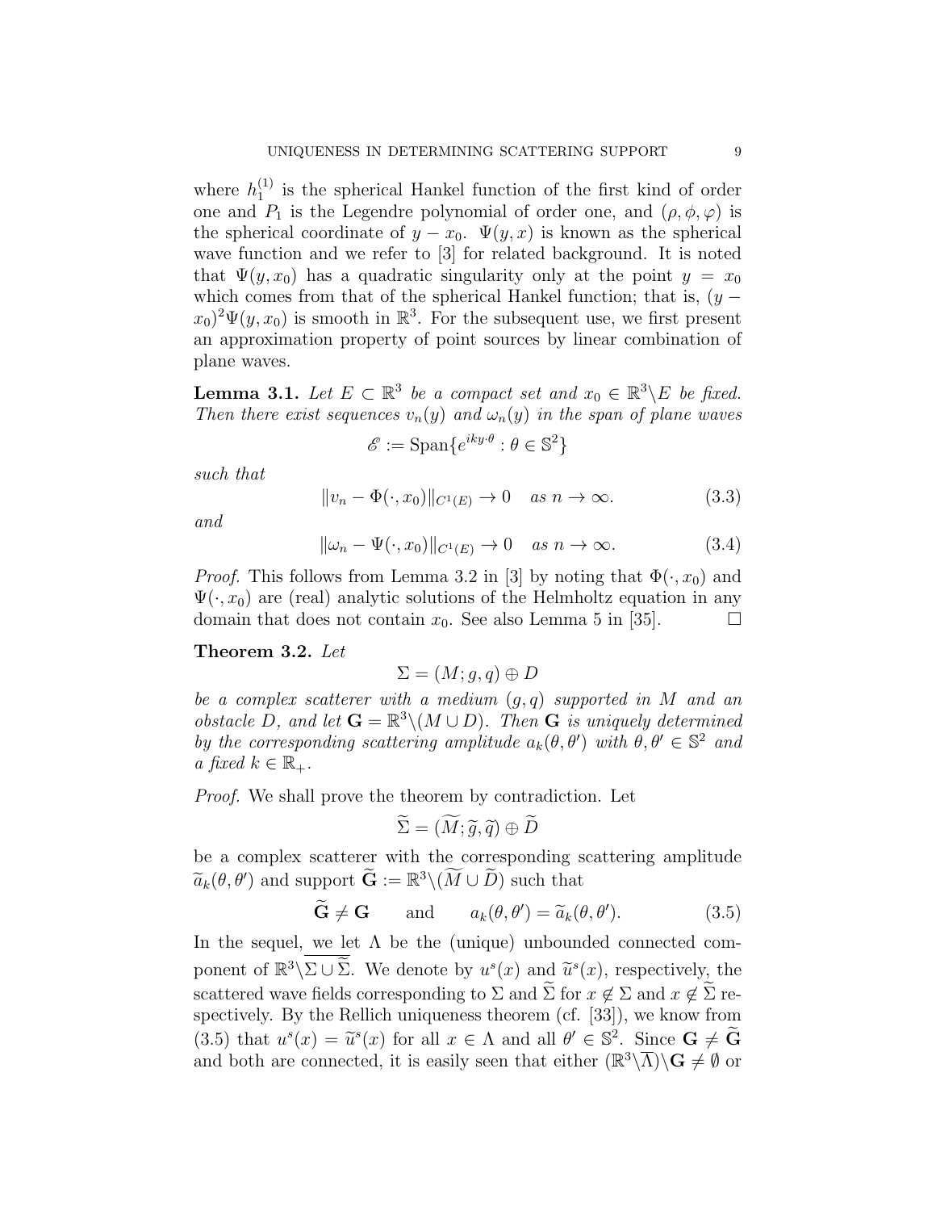where $h_1^{(1)}$ is the spherical Hankel function of the first kind of order one and $P_1$ is the Legendre polynomial of order one, and $(\rho, \phi, \varphi)$ is the spherical coordinate of $y - x_0$. $\Psi(y, x)$ is known as the spherical wave function and we refer to [3] for related background. It is noted that $\Psi(y, x_0)$ has a quadratic singularity only at the point $y = x_0$ which comes from that of the spherical Hankel function; that is, $(y - x_0)^2 \Psi(y, x_0)$ is smooth in $\mathbb{R}^3$. For the subsequent use, we first present an approximation property of point sources by linear combination of plane waves.

**Lemma 3.1.** *Let $E \subset \mathbb{R}^3$ be a compact set and $x_0 \in \mathbb{R}^3 \backslash E$ be fixed. Then there exist sequences $v_n(y)$ and $\omega_n(y)$ in the span of plane waves*

$$\mathscr{E} := \mathrm{Span}\{e^{iky\cdot\theta} : \theta \in \mathbb{S}^2\}$$

*such that*

$$\|v_n - \Phi(\cdot, x_0)\|_{C^1(E)} \to 0 \quad \text{as } n \to \infty. \tag{3.3}$$

*and*

$$\|\omega_n - \Psi(\cdot, x_0)\|_{C^1(E)} \to 0 \quad \text{as } n \to \infty. \tag{3.4}$$

*Proof.* This follows from Lemma 3.2 in [3] by noting that $\Phi(\cdot, x_0)$ and $\Psi(\cdot, x_0)$ are (real) analytic solutions of the Helmholtz equation in any domain that does not contain $x_0$. See also Lemma 5 in [35]. $\square$

**Theorem 3.2.** *Let*

$$\Sigma = (M; g, q) \oplus D$$

*be a complex scatterer with a medium $(g, q)$ supported in $M$ and an obstacle $D$, and let $\mathbf{G} = \mathbb{R}^3 \backslash (M \cup D)$. Then $\mathbf{G}$ is uniquely determined by the corresponding scattering amplitude $a_k(\theta, \theta')$ with $\theta, \theta' \in \mathbb{S}^2$ and a fixed $k \in \mathbb{R}_+$.*

*Proof.* We shall prove the theorem by contradiction. Let

$$\widetilde{\Sigma} = (\widetilde{M}; \widetilde{g}, \widetilde{q}) \oplus \widetilde{D}$$

be a complex scatterer with the corresponding scattering amplitude $\widetilde{a}_k(\theta, \theta')$ and support $\widetilde{\mathbf{G}} := \mathbb{R}^3 \backslash (\widetilde{M} \cup \widetilde{D})$ such that

$$\widetilde{\mathbf{G}} \neq \mathbf{G} \qquad \text{and} \qquad a_k(\theta, \theta') = \widetilde{a}_k(\theta, \theta'). \tag{3.5}$$

In the sequel, we let $\Lambda$ be the (unique) unbounded connected component of $\mathbb{R}^3 \backslash \overline{\Sigma \cup \widetilde{\Sigma}}$. We denote by $u^s(x)$ and $\widetilde{u}^s(x)$, respectively, the scattered wave fields corresponding to $\Sigma$ and $\widetilde{\Sigma}$ for $x \notin \Sigma$ and $x \notin \widetilde{\Sigma}$ respectively. By the Rellich uniqueness theorem (cf. [33]), we know from (3.5) that $u^s(x) = \widetilde{u}^s(x)$ for all $x \in \Lambda$ and all $\theta' \in \mathbb{S}^2$. Since $\mathbf{G} \neq \widetilde{\mathbf{G}}$ and both are connected, it is easily seen that either $(\mathbb{R}^3 \backslash \overline{\Lambda}) \backslash \mathbf{G} \neq \emptyset$ or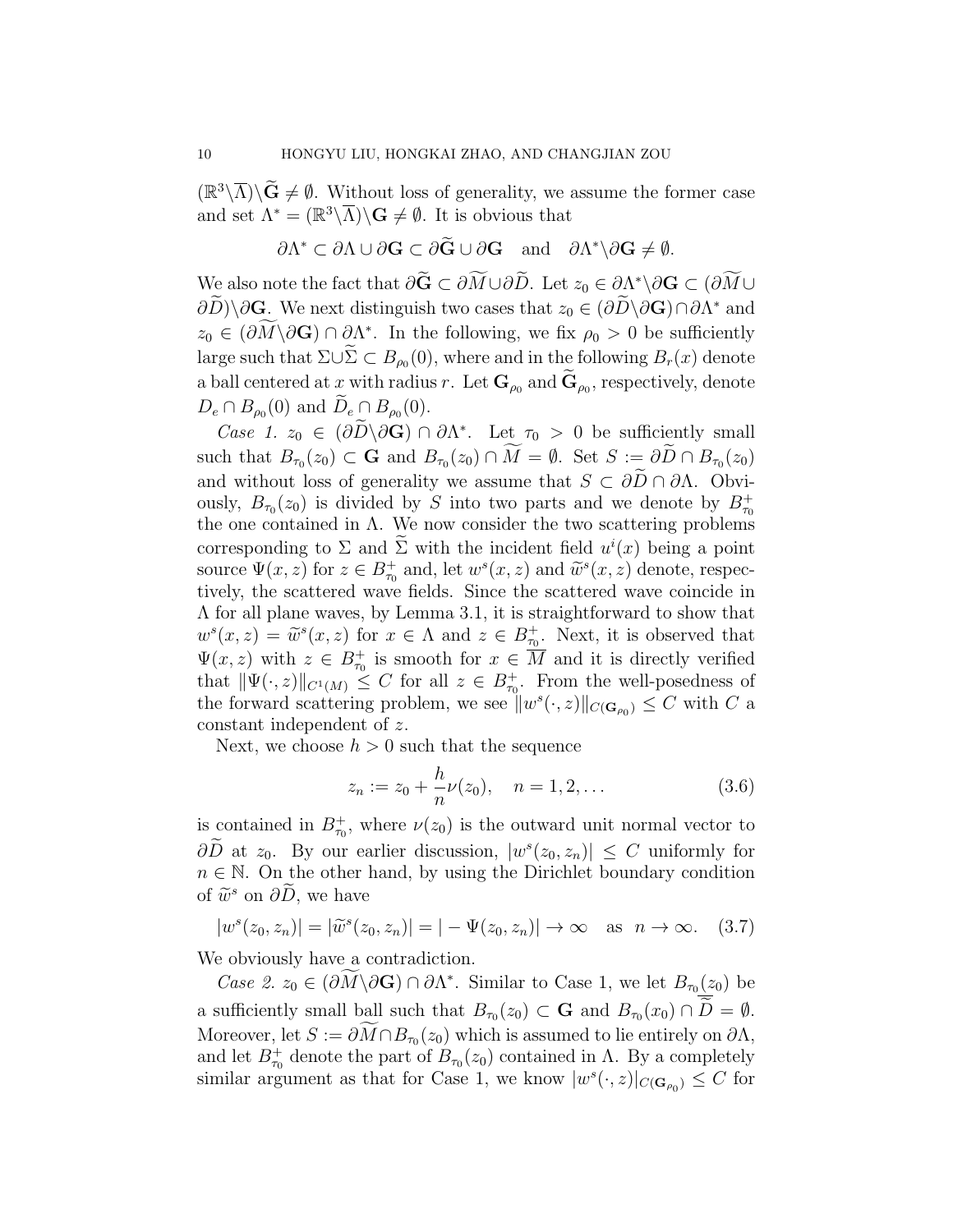$(\mathbb{R}^3\backslash\overline{\Lambda})\backslash\widetilde{\mathbf{G}} \neq \emptyset$. Without loss of generality, we assume the former case and set $\Lambda^* = (\mathbb{R}^3\backslash\overline{\Lambda})\backslash\mathbf{G} \neq \emptyset$. It is obvious that

$$\partial\Lambda^* \subset \partial\Lambda \cup \partial\mathbf{G} \subset \partial\widetilde{\mathbf{G}} \cup \partial\mathbf{G} \quad \text{and} \quad \partial\Lambda^*\backslash\partial\mathbf{G} \neq \emptyset.$$

We also note the fact that $\partial\widetilde{\mathbf{G}} \subset \partial\widetilde{M} \cup \partial\widetilde{D}$. Let $z_0 \in \partial\Lambda^*\backslash\partial\mathbf{G} \subset (\partial\widetilde{M} \cup \partial\widetilde{D})\backslash\partial\mathbf{G}$. We next distinguish two cases that $z_0 \in (\partial\widetilde{D}\backslash\partial\mathbf{G}) \cap \partial\Lambda^*$ and $z_0 \in (\partial\widetilde{M}\backslash\partial\mathbf{G}) \cap \partial\Lambda^*$. In the following, we fix $\rho_0 > 0$ be sufficiently large such that $\Sigma \cup \widetilde{\Sigma} \subset B_{\rho_0}(0)$, where and in the following $B_r(x)$ denote a ball centered at $x$ with radius $r$. Let $\mathbf{G}_{\rho_0}$ and $\widetilde{\mathbf{G}}_{\rho_0}$, respectively, denote $D_e \cap B_{\rho_0}(0)$ and $\widetilde{D}_e \cap B_{\rho_0}(0)$.

*Case 1.* $z_0 \in (\partial\widetilde{D}\backslash\partial\mathbf{G}) \cap \partial\Lambda^*$. Let $\tau_0 > 0$ be sufficiently small such that $B_{\tau_0}(z_0) \subset \mathbf{G}$ and $B_{\tau_0}(z_0) \cap \widetilde{M} = \emptyset$. Set $S := \partial\widetilde{D} \cap B_{\tau_0}(z_0)$ and without loss of generality we assume that $S \subset \partial\widetilde{D} \cap \partial\Lambda$. Obviously, $B_{\tau_0}(z_0)$ is divided by $S$ into two parts and we denote by $B^+_{\tau_0}$ the one contained in $\Lambda$. We now consider the two scattering problems corresponding to $\Sigma$ and $\widetilde{\Sigma}$ with the incident field $u^i(x)$ being a point source $\Psi(x, z)$ for $z \in B^+_{\tau_0}$ and, let $w^s(x, z)$ and $\widetilde{w}^s(x, z)$ denote, respectively, the scattered wave fields. Since the scattered wave coincide in $\Lambda$ for all plane waves, by Lemma 3.1, it is straightforward to show that $w^s(x, z) = \widetilde{w}^s(x, z)$ for $x \in \Lambda$ and $z \in B^+_{\tau_0}$. Next, it is observed that $\Psi(x, z)$ with $z \in B^+_{\tau_0}$ is smooth for $x \in \overline{M}$ and it is directly verified that $\|\Psi(\cdot, z)\|_{C^1(M)} \leq C$ for all $z \in B^+_{\tau_0}$. From the well-posedness of the forward scattering problem, we see $\|w^s(\cdot, z)\|_{C(\mathbf{G}_{\rho_0})} \leq C$ with $C$ a constant independent of $z$.

Next, we choose $h > 0$ such that the sequence

$$z_n := z_0 + \frac{h}{n}\nu(z_0), \quad n = 1, 2, \ldots \tag{3.6}$$

is contained in $B^+_{\tau_0}$, where $\nu(z_0)$ is the outward unit normal vector to $\partial\widetilde{D}$ at $z_0$. By our earlier discussion, $|w^s(z_0, z_n)| \leq C$ uniformly for $n \in \mathbb{N}$. On the other hand, by using the Dirichlet boundary condition of $\widetilde{w}^s$ on $\partial\widetilde{D}$, we have

$$|w^s(z_0, z_n)| = |\widetilde{w}^s(z_0, z_n)| = |-\Psi(z_0, z_n)| \to \infty \quad \text{as} \quad n \to \infty. \tag{3.7}$$

We obviously have a contradiction.

*Case 2.* $z_0 \in (\partial\widetilde{M}\backslash\partial\mathbf{G}) \cap \partial\Lambda^*$. Similar to Case 1, we let $B_{\tau_0}(z_0)$ be a sufficiently small ball such that $B_{\tau_0}(z_0) \subset \mathbf{G}$ and $B_{\tau_0}(x_0) \cap \overline{\widetilde{D}} = \emptyset$. Moreover, let $S := \partial\widetilde{M} \cap B_{\tau_0}(z_0)$ which is assumed to lie entirely on $\partial\Lambda$, and let $B^+_{\tau_0}$ denote the part of $B_{\tau_0}(z_0)$ contained in $\Lambda$. By a completely similar argument as that for Case 1, we know $|w^s(\cdot, z)|_{C(\mathbf{G}_{\rho_0})} \leq C$ for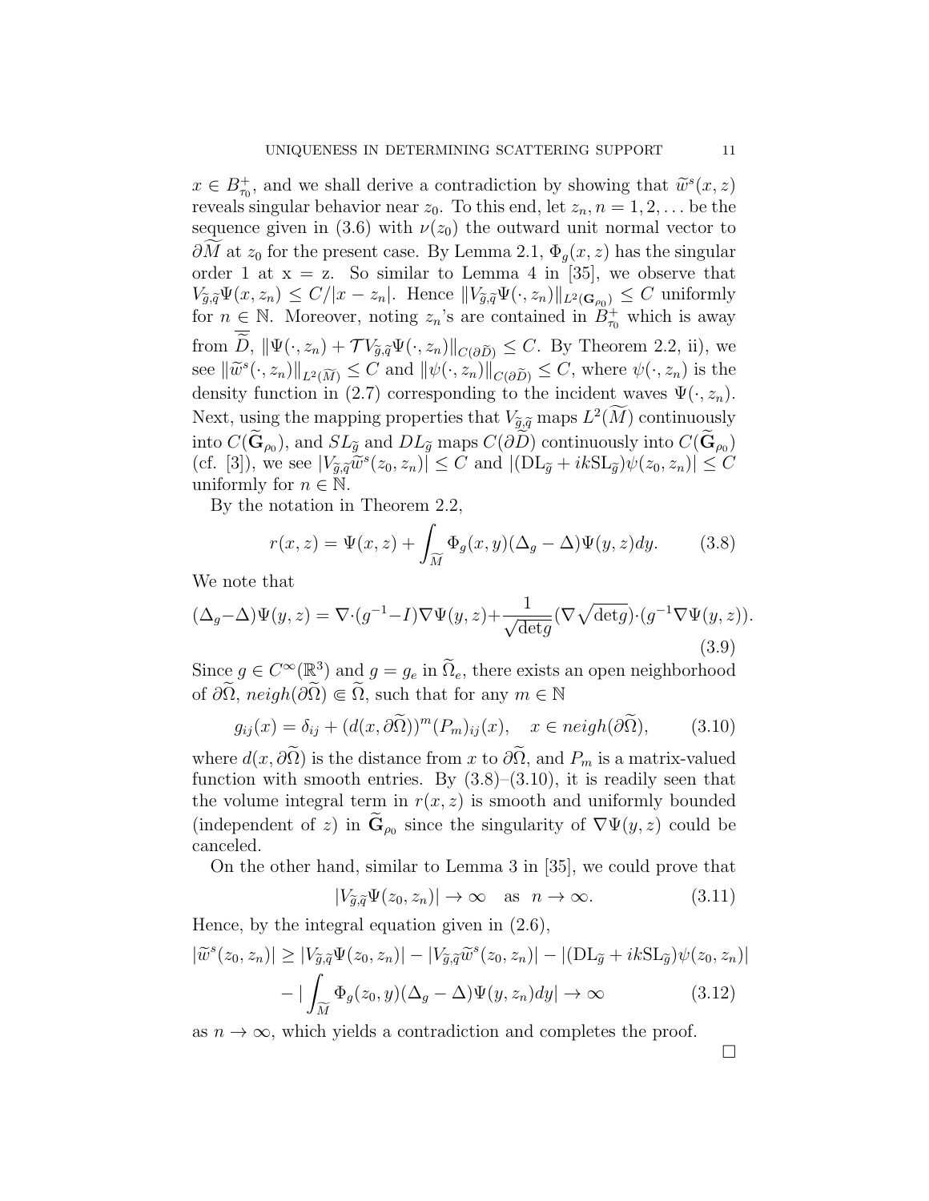$x \in B^+_{\tau_0}$, and we shall derive a contradiction by showing that $\widetilde{w}^s(x,z)$ reveals singular behavior near $z_0$. To this end, let $z_n, n = 1, 2, \dots$ be the sequence given in (3.6) with $\nu(z_0)$ the outward unit normal vector to $\partial\widetilde{M}$ at $z_0$ for the present case. By Lemma 2.1, $\Phi_g(x,z)$ has the singular order 1 at x = z. So similar to Lemma 4 in [35], we observe that $V_{\widetilde{g},\widetilde{q}}\Psi(x,z_n) \le C/|x - z_n|$. Hence $\|V_{\widetilde{g},\widetilde{q}}\Psi(\cdot,z_n)\|_{L^2(\mathbf{G}_{\rho_0})} \le C$ uniformly for $n \in \mathbb{N}$. Moreover, noting $z_n$'s are contained in $B^+_{\tau_0}$ which is away from $\overline{\widetilde{D}}$, $\|\Psi(\cdot,z_n) + \mathcal{T}V_{\widetilde{g},\widetilde{q}}\Psi(\cdot,z_n)\|_{C(\partial\widetilde{D})} \le C$. By Theorem 2.2, ii), we see $\|\widetilde{w}^s(\cdot,z_n)\|_{L^2(\widetilde{M})} \le C$ and $\|\psi(\cdot,z_n)\|_{C(\partial\widetilde{D})} \le C$, where $\psi(\cdot,z_n)$ is the density function in (2.7) corresponding to the incident waves $\Psi(\cdot,z_n)$. Next, using the mapping properties that $V_{\widetilde{g},\widetilde{q}}$ maps $L^2(\widetilde{M})$ continuously into $C(\widetilde{\mathbf{G}}_{\rho_0})$, and $SL_{\widetilde{g}}$ and $DL_{\widetilde{g}}$ maps $C(\partial\widetilde{D})$ continuously into $C(\widetilde{\mathbf{G}}_{\rho_0})$ (cf. [3]), we see $|V_{\widetilde{g},\widetilde{q}}\widetilde{w}^s(z_0,z_n)| \le C$ and $|(\mathrm{DL}_{\widetilde{g}} + ik\mathrm{SL}_{\widetilde{g}})\psi(z_0,z_n)| \le C$ uniformly for $n \in \mathbb{N}$.

By the notation in Theorem 2.2,

$$r(x,z) = \Psi(x,z) + \int_{\widetilde{M}} \Phi_g(x,y)(\Delta_g - \Delta)\Psi(y,z)dy. \qquad (3.8)$$

We note that

$$(\Delta_g - \Delta)\Psi(y,z) = \nabla\cdot(g^{-1} - I)\nabla\Psi(y,z) + \frac{1}{\sqrt{\det g}}(\nabla\sqrt{\det g})\cdot(g^{-1}\nabla\Psi(y,z)). \qquad (3.9)$$

Since $g \in C^\infty(\mathbb{R}^3)$ and $g = g_e$ in $\widetilde{\Omega}_e$, there exists an open neighborhood of $\partial\widetilde{\Omega}$, $neigh(\partial\widetilde{\Omega}) \Subset \widetilde{\Omega}$, such that for any $m \in \mathbb{N}$

$$g_{ij}(x) = \delta_{ij} + (d(x,\partial\widetilde{\Omega}))^m (P_m)_{ij}(x), \quad x \in neigh(\partial\widetilde{\Omega}), \qquad (3.10)$$

where $d(x,\partial\widetilde{\Omega})$ is the distance from $x$ to $\partial\widetilde{\Omega}$, and $P_m$ is a matrix-valued function with smooth entries. By (3.8)–(3.10), it is readily seen that the volume integral term in $r(x,z)$ is smooth and uniformly bounded (independent of $z$) in $\widetilde{\mathbf{G}}_{\rho_0}$ since the singularity of $\nabla\Psi(y,z)$ could be canceled.

On the other hand, similar to Lemma 3 in [35], we could prove that

$$|V_{\widetilde{g},\widetilde{q}}\Psi(z_0,z_n)| \to \infty \quad \text{as} \quad n \to \infty. \qquad (3.11)$$

Hence, by the integral equation given in (2.6),

$$|\widetilde{w}^s(z_0,z_n)| \ge |V_{\widetilde{g},\widetilde{q}}\Psi(z_0,z_n)| - |V_{\widetilde{g},\widetilde{q}}\widetilde{w}^s(z_0,z_n)| - |(\mathrm{DL}_{\widetilde{g}} + ik\mathrm{SL}_{\widetilde{g}})\psi(z_0,z_n)|$$
$$- \left|\int_{\widetilde{M}} \Phi_g(z_0,y)(\Delta_g - \Delta)\Psi(y,z_n)dy\right| \to \infty \qquad (3.12)$$

as $n \to \infty$, which yields a contradiction and completes the proof.

□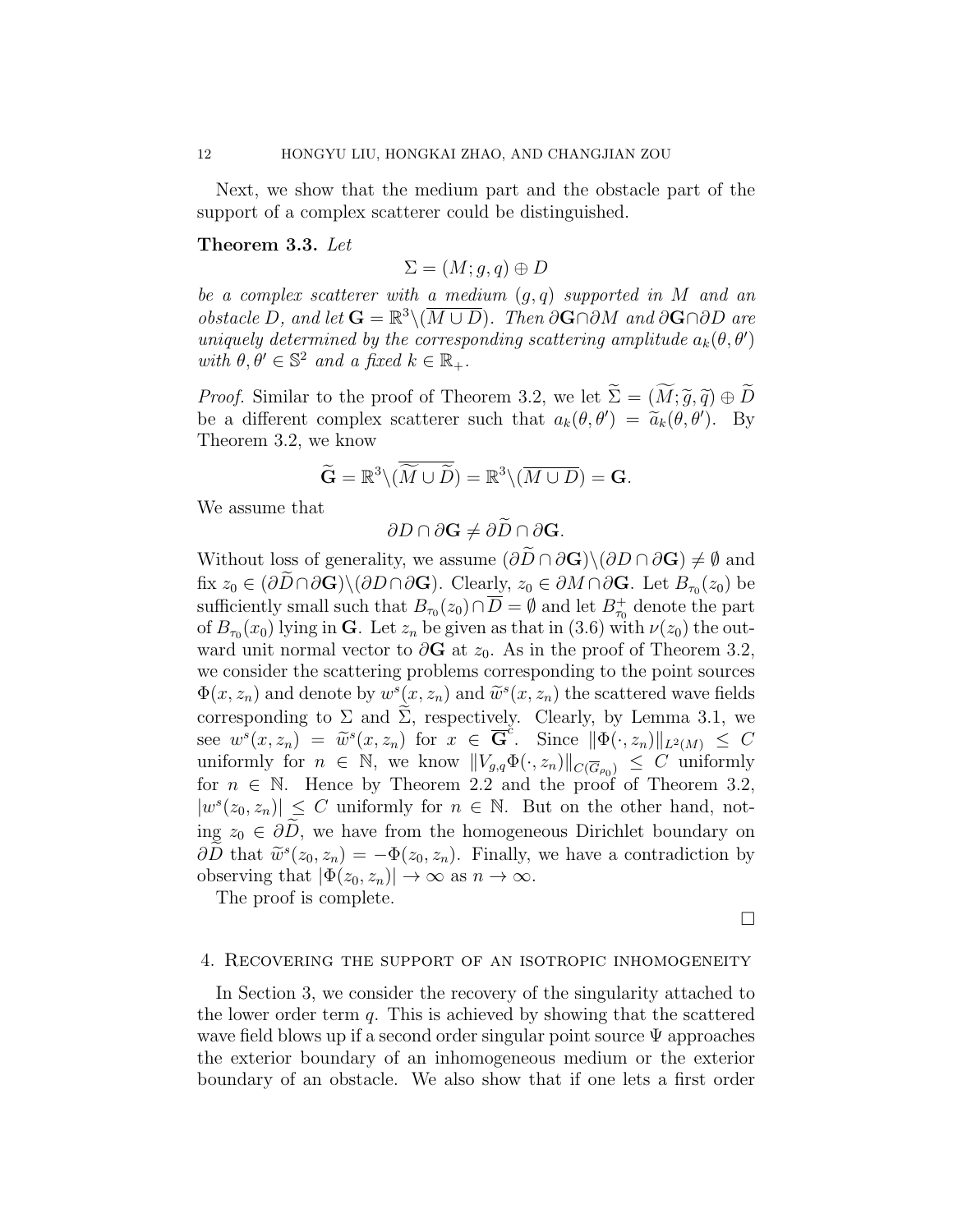Next, we show that the medium part and the obstacle part of the support of a complex scatterer could be distinguished.

**Theorem 3.3.** *Let*

$$\Sigma = (M; g, q) \oplus D$$

*be a complex scatterer with a medium $(g, q)$ supported in $M$ and an obstacle $D$, and let $\mathbf{G} = \mathbb{R}^3 \backslash (\overline{M \cup D})$. Then $\partial\mathbf{G} \cap \partial M$ and $\partial\mathbf{G} \cap \partial D$ are uniquely determined by the corresponding scattering amplitude $a_k(\theta, \theta')$ with $\theta, \theta' \in \mathbb{S}^2$ and a fixed $k \in \mathbb{R}_+$.*

*Proof.* Similar to the proof of Theorem 3.2, we let $\widetilde{\Sigma} = (\widetilde{M}; \widetilde{g}, \widetilde{q}) \oplus \widetilde{D}$ be a different complex scatterer such that $a_k(\theta, \theta') = \widetilde{a}_k(\theta, \theta')$. By Theorem 3.2, we know

$$\widetilde{\mathbf{G}} = \mathbb{R}^3 \backslash (\overline{\widetilde{M} \cup \widetilde{D}}) = \mathbb{R}^3 \backslash (\overline{M \cup D}) = \mathbf{G}.$$

We assume that

$$\partial D \cap \partial\mathbf{G} \neq \partial\widetilde{D} \cap \partial\mathbf{G}.$$

Without loss of generality, we assume $(\partial\widetilde{D} \cap \partial\mathbf{G}) \backslash (\partial D \cap \partial\mathbf{G}) \neq \emptyset$ and fix $z_0 \in (\partial\widetilde{D} \cap \partial\mathbf{G}) \backslash (\partial D \cap \partial\mathbf{G})$. Clearly, $z_0 \in \partial M \cap \partial\mathbf{G}$. Let $B_{\tau_0}(z_0)$ be sufficiently small such that $B_{\tau_0}(z_0) \cap \overline{D} = \emptyset$ and let $B_{\tau_0}^+$ denote the part of $B_{\tau_0}(x_0)$ lying in $\mathbf{G}$. Let $z_n$ be given as that in (3.6) with $\nu(z_0)$ the outward unit normal vector to $\partial\mathbf{G}$ at $z_0$. As in the proof of Theorem 3.2, we consider the scattering problems corresponding to the point sources $\Phi(x, z_n)$ and denote by $w^s(x, z_n)$ and $\widetilde{w}^s(x, z_n)$ the scattered wave fields corresponding to $\Sigma$ and $\widetilde{\Sigma}$, respectively. Clearly, by Lemma 3.1, we see $w^s(x, z_n) = \widetilde{w}^s(x, z_n)$ for $x \in \overline{\mathbf{G}}^c$. Since $\|\Phi(\cdot, z_n)\|_{L^2(M)} \leq C$ uniformly for $n \in \mathbb{N}$, we know $\|V_{g,q}\Phi(\cdot, z_n)\|_{C(\overline{G}_{\rho_0})} \leq C$ uniformly for $n \in \mathbb{N}$. Hence by Theorem 2.2 and the proof of Theorem 3.2, $|w^s(z_0, z_n)| \leq C$ uniformly for $n \in \mathbb{N}$. But on the other hand, noting $z_0 \in \partial\widetilde{D}$, we have from the homogeneous Dirichlet boundary on $\partial\widetilde{D}$ that $\widetilde{w}^s(z_0, z_n) = -\Phi(z_0, z_n)$. Finally, we have a contradiction by observing that $|\Phi(z_0, z_n)| \to \infty$ as $n \to \infty$.

The proof is complete.

$\square$

## 4. Recovering the support of an isotropic inhomogeneity

In Section 3, we consider the recovery of the singularity attached to the lower order term $q$. This is achieved by showing that the scattered wave field blows up if a second order singular point source $\Psi$ approaches the exterior boundary of an inhomogeneous medium or the exterior boundary of an obstacle. We also show that if one lets a first order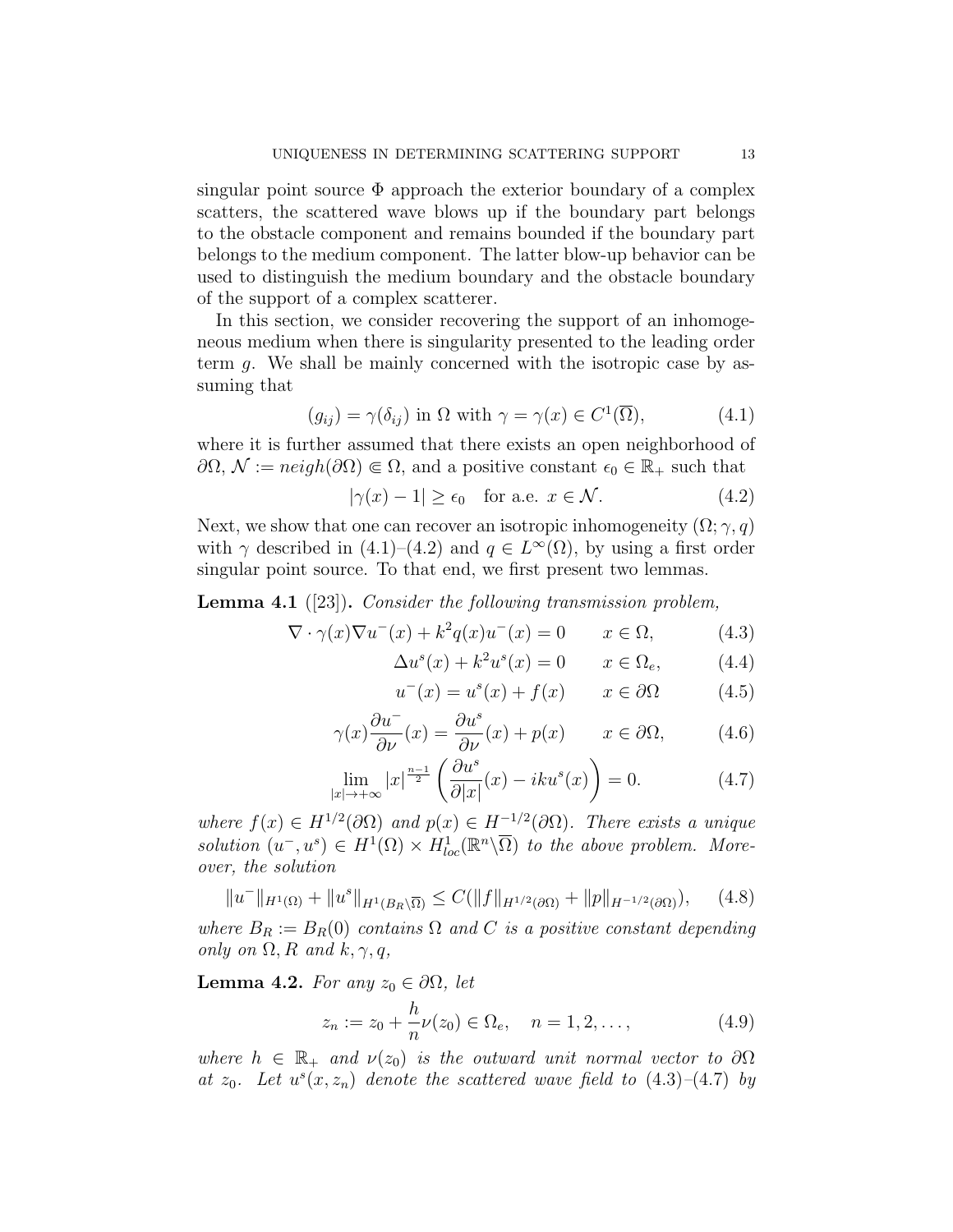singular point source $\Phi$ approach the exterior boundary of a complex scatters, the scattered wave blows up if the boundary part belongs to the obstacle component and remains bounded if the boundary part belongs to the medium component. The latter blow-up behavior can be used to distinguish the medium boundary and the obstacle boundary of the support of a complex scatterer.

In this section, we consider recovering the support of an inhomogeneous medium when there is singularity presented to the leading order term $g$. We shall be mainly concerned with the isotropic case by assuming that

$$(g_{ij}) = \gamma(\delta_{ij}) \text{ in } \Omega \text{ with } \gamma = \gamma(x) \in C^1(\overline{\Omega}), \tag{4.1}$$

where it is further assumed that there exists an open neighborhood of $\partial\Omega$, $\mathcal{N} := neigh(\partial\Omega) \Subset \Omega$, and a positive constant $\epsilon_0 \in \mathbb{R}_+$ such that

$$|\gamma(x) - 1| \geq \epsilon_0 \quad \text{for a.e. } x \in \mathcal{N}. \tag{4.2}$$

Next, we show that one can recover an isotropic inhomogeneity $(\Omega; \gamma, q)$ with $\gamma$ described in (4.1)–(4.2) and $q \in L^\infty(\Omega)$, by using a first order singular point source. To that end, we first present two lemmas.

**Lemma 4.1** ([23]). *Consider the following transmission problem,*

$$\nabla \cdot \gamma(x)\nabla u^-(x) + k^2 q(x) u^-(x) = 0 \qquad x \in \Omega, \tag{4.3}$$

$$\Delta u^s(x) + k^2 u^s(x) = 0 \qquad x \in \Omega_e, \tag{4.4}$$

$$u^-(x) = u^s(x) + f(x) \qquad x \in \partial\Omega \tag{4.5}$$

$$\gamma(x)\frac{\partial u^-}{\partial \nu}(x) = \frac{\partial u^s}{\partial \nu}(x) + p(x) \qquad x \in \partial\Omega, \tag{4.6}$$

$$\lim_{|x|\to+\infty} |x|^{\frac{n-1}{2}} \left( \frac{\partial u^s}{\partial |x|}(x) - iku^s(x) \right) = 0. \tag{4.7}$$

*where $f(x) \in H^{1/2}(\partial\Omega)$ and $p(x) \in H^{-1/2}(\partial\Omega)$. There exists a unique solution $(u^-, u^s) \in H^1(\Omega) \times H^1_{loc}(\mathbb{R}^n \backslash \overline{\Omega})$ to the above problem. Moreover, the solution*

$$\|u^-\|_{H^1(\Omega)} + \|u^s\|_{H^1(B_R\backslash\overline{\Omega})} \leq C(\|f\|_{H^{1/2}(\partial\Omega)} + \|p\|_{H^{-1/2}(\partial\Omega)}), \tag{4.8}$$

*where $B_R := B_R(0)$ contains $\Omega$ and $C$ is a positive constant depending only on $\Omega, R$ and $k, \gamma, q$,*

**Lemma 4.2.** *For any $z_0 \in \partial\Omega$, let*

$$z_n := z_0 + \frac{h}{n}\nu(z_0) \in \Omega_e, \quad n = 1, 2, \ldots, \tag{4.9}$$

*where $h \in \mathbb{R}_+$ and $\nu(z_0)$ is the outward unit normal vector to $\partial\Omega$ at $z_0$. Let $u^s(x, z_n)$ denote the scattered wave field to (4.3)–(4.7) by*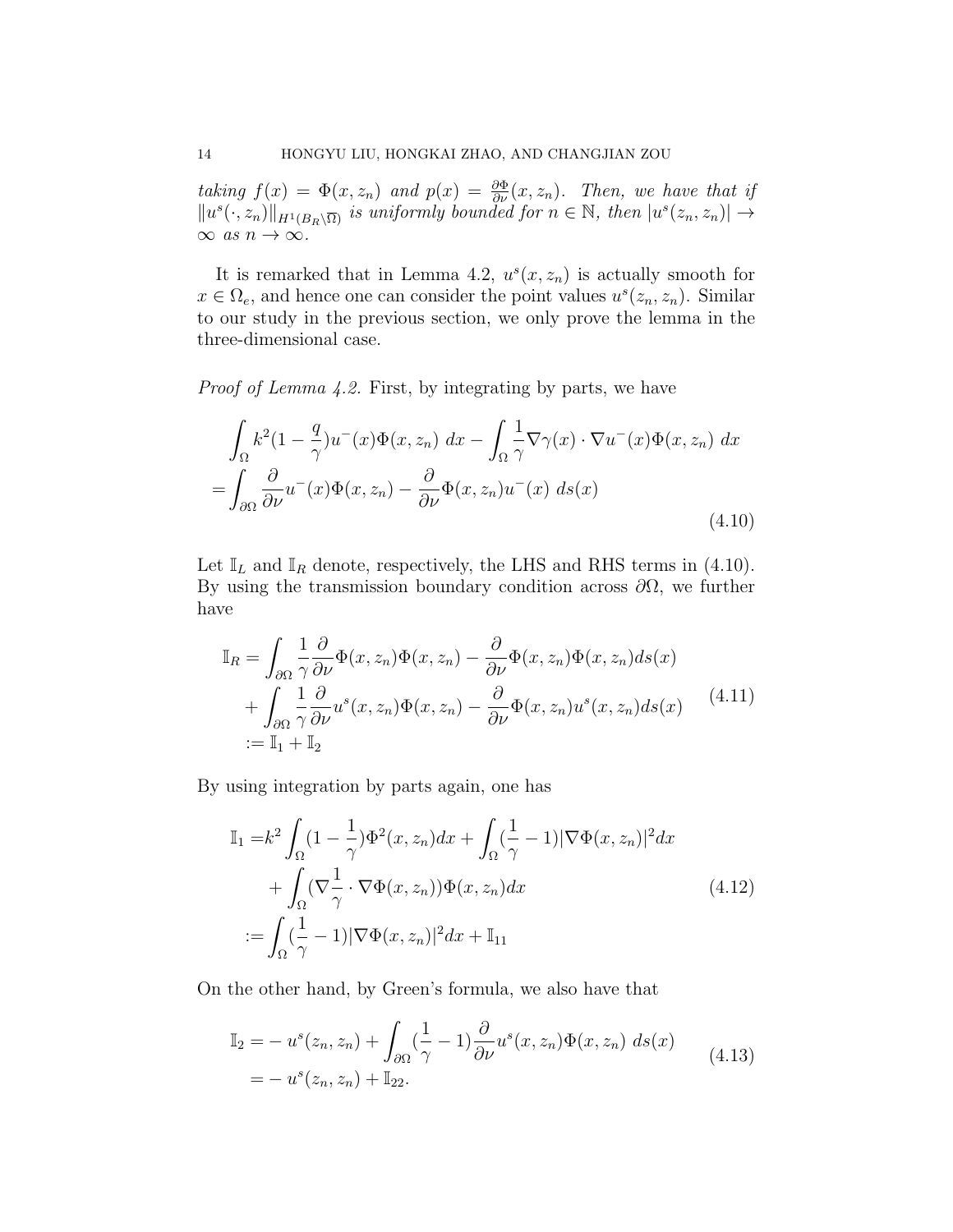*taking $f(x) = \Phi(x, z_n)$ and $p(x) = \frac{\partial \Phi}{\partial \nu}(x, z_n)$. Then, we have that if $\|u^s(\cdot, z_n)\|_{H^1(B_R \setminus \overline{\Omega})}$ is uniformly bounded for $n \in \mathbb{N}$, then $|u^s(z_n, z_n)| \to \infty$ as $n \to \infty$.*

It is remarked that in Lemma 4.2, $u^s(x, z_n)$ is actually smooth for $x \in \Omega_e$, and hence one can consider the point values $u^s(z_n, z_n)$. Similar to our study in the previous section, we only prove the lemma in the three-dimensional case.

*Proof of Lemma 4.2.* First, by integrating by parts, we have

$$
\begin{aligned}
&\int_\Omega k^2 (1 - \frac{q}{\gamma}) u^-(x) \Phi(x, z_n)\ dx - \int_\Omega \frac{1}{\gamma} \nabla \gamma(x) \cdot \nabla u^-(x) \Phi(x, z_n)\ dx \\
=& \int_{\partial\Omega} \frac{\partial}{\partial \nu} u^-(x) \Phi(x, z_n) - \frac{\partial}{\partial \nu} \Phi(x, z_n) u^-(x)\ ds(x)
\end{aligned}
\tag{4.10}
$$

Let $\mathbb{I}_L$ and $\mathbb{I}_R$ denote, respectively, the LHS and RHS terms in (4.10). By using the transmission boundary condition across $\partial\Omega$, we further have

$$
\begin{aligned}
\mathbb{I}_R =& \int_{\partial\Omega} \frac{1}{\gamma} \frac{\partial}{\partial \nu} \Phi(x, z_n) \Phi(x, z_n) - \frac{\partial}{\partial \nu} \Phi(x, z_n) \Phi(x, z_n) ds(x) \\
&+ \int_{\partial\Omega} \frac{1}{\gamma} \frac{\partial}{\partial \nu} u^s(x, z_n) \Phi(x, z_n) - \frac{\partial}{\partial \nu} \Phi(x, z_n) u^s(x, z_n) ds(x) \\
:=& \mathbb{I}_1 + \mathbb{I}_2
\end{aligned}
\tag{4.11}
$$

By using integration by parts again, one has

$$
\begin{aligned}
\mathbb{I}_1 =& k^2 \int_\Omega (1 - \frac{1}{\gamma}) \Phi^2(x, z_n) dx + \int_\Omega (\frac{1}{\gamma} - 1) |\nabla \Phi(x, z_n)|^2 dx \\
&+ \int_\Omega (\nabla \frac{1}{\gamma} \cdot \nabla \Phi(x, z_n)) \Phi(x, z_n) dx \\
:=& \int_\Omega (\frac{1}{\gamma} - 1) |\nabla \Phi(x, z_n)|^2 dx + \mathbb{I}_{11}
\end{aligned}
\tag{4.12}
$$

On the other hand, by Green's formula, we also have that

$$
\begin{aligned}
\mathbb{I}_2 =& - u^s(z_n, z_n) + \int_{\partial\Omega} (\frac{1}{\gamma} - 1) \frac{\partial}{\partial \nu} u^s(x, z_n) \Phi(x, z_n)\ ds(x) \\
=& - u^s(z_n, z_n) + \mathbb{I}_{22}.
\end{aligned}
\tag{4.13}
$$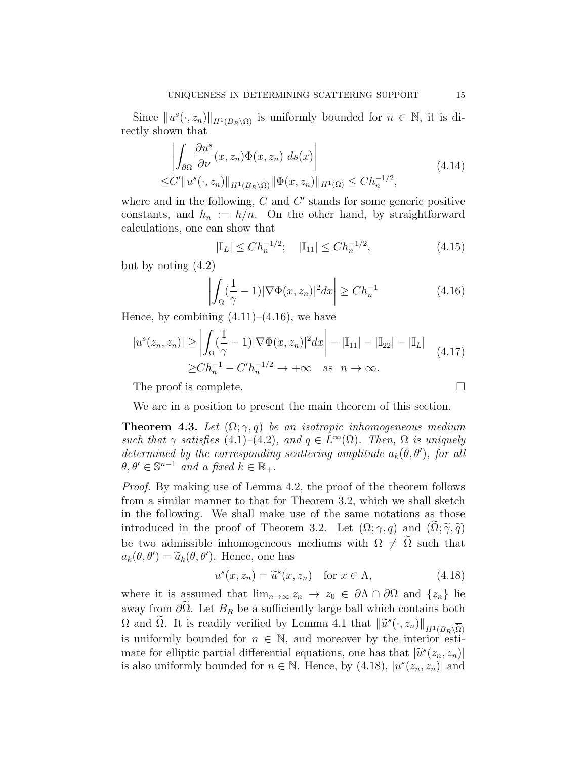Since $\|u^s(\cdot, z_n)\|_{H^1(B_R\backslash\overline{\Omega})}$ is uniformly bounded for $n \in \mathbb{N}$, it is directly shown that

$$
\begin{aligned}
&\left|\int_{\partial\Omega} \frac{\partial u^s}{\partial \nu}(x, z_n)\Phi(x, z_n)\ ds(x)\right| \\
\leq & C'\|u^s(\cdot, z_n)\|_{H^1(B_R\backslash\overline{\Omega})}\|\Phi(x, z_n)\|_{H^1(\Omega)} \leq Ch_n^{-1/2},
\end{aligned}
\tag{4.14}
$$

where and in the following, $C$ and $C'$ stands for some generic positive constants, and $h_n := h/n$. On the other hand, by straightforward calculations, one can show that

$$
|\mathbb{I}_L| \leq Ch_n^{-1/2}; \quad |\mathbb{I}_{11}| \leq Ch_n^{-1/2}, \tag{4.15}
$$

but by noting (4.2)

$$
\left|\int_\Omega (\frac{1}{\gamma} - 1)|\nabla\Phi(x, z_n)|^2 dx\right| \geq Ch_n^{-1} \tag{4.16}
$$

Hence, by combining (4.11)–(4.16), we have

$$
\begin{aligned}
|u^s(z_n, z_n)| \geq & \left|\int_\Omega (\frac{1}{\gamma} - 1)|\nabla\Phi(x, z_n)|^2 dx\right| - |\mathbb{I}_{11}| - |\mathbb{I}_{22}| - |\mathbb{I}_L| \\
\geq & Ch_n^{-1} - C'h_n^{-1/2} \to +\infty \quad \text{as} \quad n \to \infty.
\end{aligned}
\tag{4.17}
$$

The proof is complete. □

We are in a position to present the main theorem of this section.

**Theorem 4.3.** *Let $(\Omega; \gamma, q)$ be an isotropic inhomogeneous medium such that $\gamma$ satisfies (4.1)–(4.2), and $q \in L^\infty(\Omega)$. Then, $\Omega$ is uniquely determined by the corresponding scattering amplitude $a_k(\theta, \theta')$, for all $\theta, \theta' \in \mathbb{S}^{n-1}$ and a fixed $k \in \mathbb{R}_+$.*

*Proof.* By making use of Lemma 4.2, the proof of the theorem follows from a similar manner to that for Theorem 3.2, which we shall sketch in the following. We shall make use of the same notations as those introduced in the proof of Theorem 3.2. Let $(\Omega; \gamma, q)$ and $(\widetilde{\Omega}; \widetilde{\gamma}, \widetilde{q})$ be two admissible inhomogeneous mediums with $\Omega \neq \widetilde{\Omega}$ such that $a_k(\theta, \theta') = \widetilde{a}_k(\theta, \theta')$. Hence, one has

$$
u^s(x, z_n) = \widetilde{u}^s(x, z_n) \quad \text{for } x \in \Lambda, \tag{4.18}
$$

where it is assumed that $\lim_{n\to\infty} z_n \to z_0 \in \partial\Lambda \cap \partial\Omega$ and $\{z_n\}$ lie away from $\partial\widetilde{\Omega}$. Let $B_R$ be a sufficiently large ball which contains both $\Omega$ and $\widetilde{\Omega}$. It is readily verified by Lemma 4.1 that $\|\widetilde{u}^s(\cdot, z_n)\|_{H^1(B_R\backslash\overline{\widetilde{\Omega}})}$ is uniformly bounded for $n \in \mathbb{N}$, and moreover by the interior estimate for elliptic partial differential equations, one has that $|\widetilde{u}^s(z_n, z_n)|$ is also uniformly bounded for $n \in \mathbb{N}$. Hence, by (4.18), $|u^s(z_n, z_n)|$ and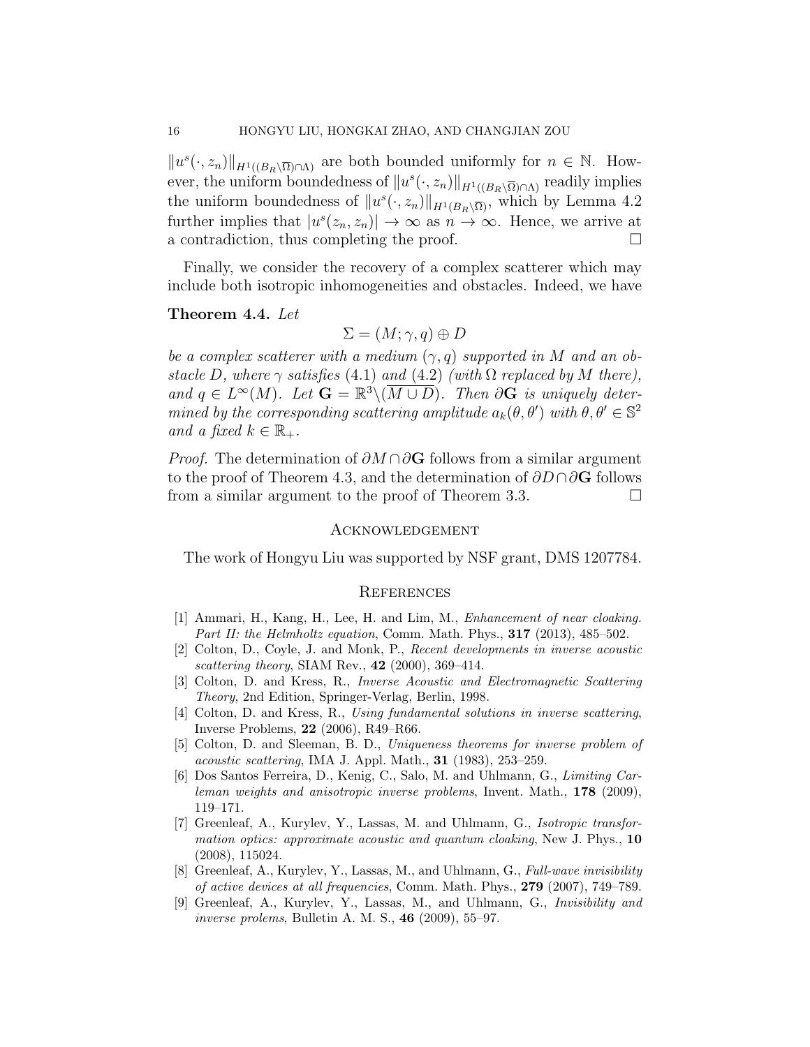$\|u^s(\cdot, z_n)\|_{H^1((B_R\backslash\overline{\Omega})\cap\Lambda)}$ are both bounded uniformly for $n \in \mathbb{N}$. However, the uniform boundedness of $\|u^s(\cdot, z_n)\|_{H^1((B_R\backslash\overline{\Omega})\cap\Lambda)}$ readily implies the uniform boundedness of $\|u^s(\cdot, z_n)\|_{H^1(B_R\backslash\overline{\Omega})}$, which by Lemma 4.2 further implies that $|u^s(z_n, z_n)| \to \infty$ as $n \to \infty$. Hence, we arrive at a contradiction, thus completing the proof. $\square$

Finally, we consider the recovery of a complex scatterer which may include both isotropic inhomogeneities and obstacles. Indeed, we have

**Theorem 4.4.** *Let*

$$\Sigma = (M; \gamma, q) \oplus D$$

*be a complex scatterer with a medium $(\gamma, q)$ supported in $M$ and an obstacle $D$, where $\gamma$ satisfies* (4.1) *and* (4.2) *(with $\Omega$ replaced by $M$ there), and $q \in L^\infty(M)$. Let $\mathbf{G} = \mathbb{R}^3\backslash(\overline{M \cup D})$. Then $\partial\mathbf{G}$ is uniquely determined by the corresponding scattering amplitude $a_k(\theta, \theta')$ with $\theta, \theta' \in \mathbb{S}^2$ and a fixed $k \in \mathbb{R}_+$.*

*Proof.* The determination of $\partial M \cap \partial\mathbf{G}$ follows from a similar argument to the proof of Theorem 4.3, and the determination of $\partial D \cap \partial\mathbf{G}$ follows from a similar argument to the proof of Theorem 3.3. $\square$

## Acknowledgement

The work of Hongyu Liu was supported by NSF grant, DMS 1207784.

## References

[1] Ammari, H., Kang, H., Lee, H. and Lim, M., *Enhancement of near cloaking. Part II: the Helmholtz equation*, Comm. Math. Phys., **317** (2013), 485–502.

[2] Colton, D., Coyle, J. and Monk, P., *Recent developments in inverse acoustic scattering theory*, SIAM Rev., **42** (2000), 369–414.

[3] Colton, D. and Kress, R., *Inverse Acoustic and Electromagnetic Scattering Theory*, 2nd Edition, Springer-Verlag, Berlin, 1998.

[4] Colton, D. and Kress, R., *Using fundamental solutions in inverse scattering*, Inverse Problems, **22** (2006), R49–R66.

[5] Colton, D. and Sleeman, B. D., *Uniqueness theorems for inverse problem of acoustic scattering*, IMA J. Appl. Math., **31** (1983), 253–259.

[6] Dos Santos Ferreira, D., Kenig, C., Salo, M. and Uhlmann, G., *Limiting Carleman weights and anisotropic inverse problems*, Invent. Math., **178** (2009), 119–171.

[7] Greenleaf, A., Kurylev, Y., Lassas, M. and Uhlmann, G., *Isotropic transformation optics: approximate acoustic and quantum cloaking*, New J. Phys., **10** (2008), 115024.

[8] Greenleaf, A., Kurylev, Y., Lassas, M., and Uhlmann, G., *Full-wave invisibility of active devices at all frequencies*, Comm. Math. Phys., **279** (2007), 749–789.

[9] Greenleaf, A., Kurylev, Y., Lassas, M., and Uhlmann, G., *Invisibility and inverse prolems*, Bulletin A. M. S., **46** (2009), 55–97.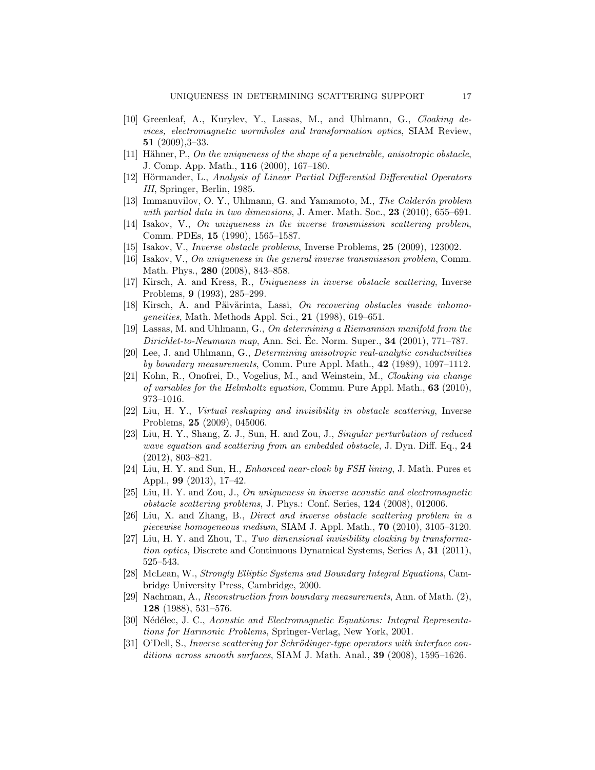[10] Greenleaf, A., Kurylev, Y., Lassas, M., and Uhlmann, G., *Cloaking devices, electromagnetic wormholes and transformation optics*, SIAM Review, **51** (2009),3–33.

[11] Hähner, P., *On the uniqueness of the shape of a penetrable, anisotropic obstacle*, J. Comp. App. Math., **116** (2000), 167–180.

[12] Hörmander, L., *Analysis of Linear Partial Differential Differential Operators III*, Springer, Berlin, 1985.

[13] Immanuvilov, O. Y., Uhlmann, G. and Yamamoto, M., *The Calderón problem with partial data in two dimensions*, J. Amer. Math. Soc., **23** (2010), 655–691.

[14] Isakov, V., *On uniqueness in the inverse transmission scattering problem*, Comm. PDEs, **15** (1990), 1565–1587.

[15] Isakov, V., *Inverse obstacle problems*, Inverse Problems, **25** (2009), 123002.

[16] Isakov, V., *On uniqueness in the general inverse transmission problem*, Comm. Math. Phys., **280** (2008), 843–858.

[17] Kirsch, A. and Kress, R., *Uniqueness in inverse obstacle scattering*, Inverse Problems, **9** (1993), 285–299.

[18] Kirsch, A. and Päivärinta, Lassi, *On recovering obstacles inside inhomogeneities*, Math. Methods Appl. Sci., **21** (1998), 619–651.

[19] Lassas, M. and Uhlmann, G., *On determining a Riemannian manifold from the Dirichlet-to-Neumann map*, Ann. Sci. Éc. Norm. Super., **34** (2001), 771–787.

[20] Lee, J. and Uhlmann, G., *Determining anisotropic real-analytic conductivities by boundary measurements*, Comm. Pure Appl. Math., **42** (1989), 1097–1112.

[21] Kohn, R., Onofrei, D., Vogelius, M., and Weinstein, M., *Cloaking via change of variables for the Helmholtz equation*, Commu. Pure Appl. Math., **63** (2010), 973–1016.

[22] Liu, H. Y., *Virtual reshaping and invisibility in obstacle scattering*, Inverse Problems, **25** (2009), 045006.

[23] Liu, H. Y., Shang, Z. J., Sun, H. and Zou, J., *Singular perturbation of reduced wave equation and scattering from an embedded obstacle*, J. Dyn. Diff. Eq., **24** (2012), 803–821.

[24] Liu, H. Y. and Sun, H., *Enhanced near-cloak by FSH lining*, J. Math. Pures et Appl., **99** (2013), 17–42.

[25] Liu, H. Y. and Zou, J., *On uniqueness in inverse acoustic and electromagnetic obstacle scattering problems*, J. Phys.: Conf. Series, **124** (2008), 012006.

[26] Liu, X. and Zhang, B., *Direct and inverse obstacle scattering problem in a piecewise homogeneous medium*, SIAM J. Appl. Math., **70** (2010), 3105–3120.

[27] Liu, H. Y. and Zhou, T., *Two dimensional invisibility cloaking by transformation optics*, Discrete and Continuous Dynamical Systems, Series A, **31** (2011), 525–543.

[28] McLean, W., *Strongly Elliptic Systems and Boundary Integral Equations*, Cambridge University Press, Cambridge, 2000.

[29] Nachman, A., *Reconstruction from boundary measurements*, Ann. of Math. (2), **128** (1988), 531–576.

[30] Nédélec, J. C., *Acoustic and Electromagnetic Equations: Integral Representations for Harmonic Problems*, Springer-Verlag, New York, 2001.

[31] O'Dell, S., *Inverse scattering for Schrödinger-type operators with interface conditions across smooth surfaces*, SIAM J. Math. Anal., **39** (2008), 1595–1626.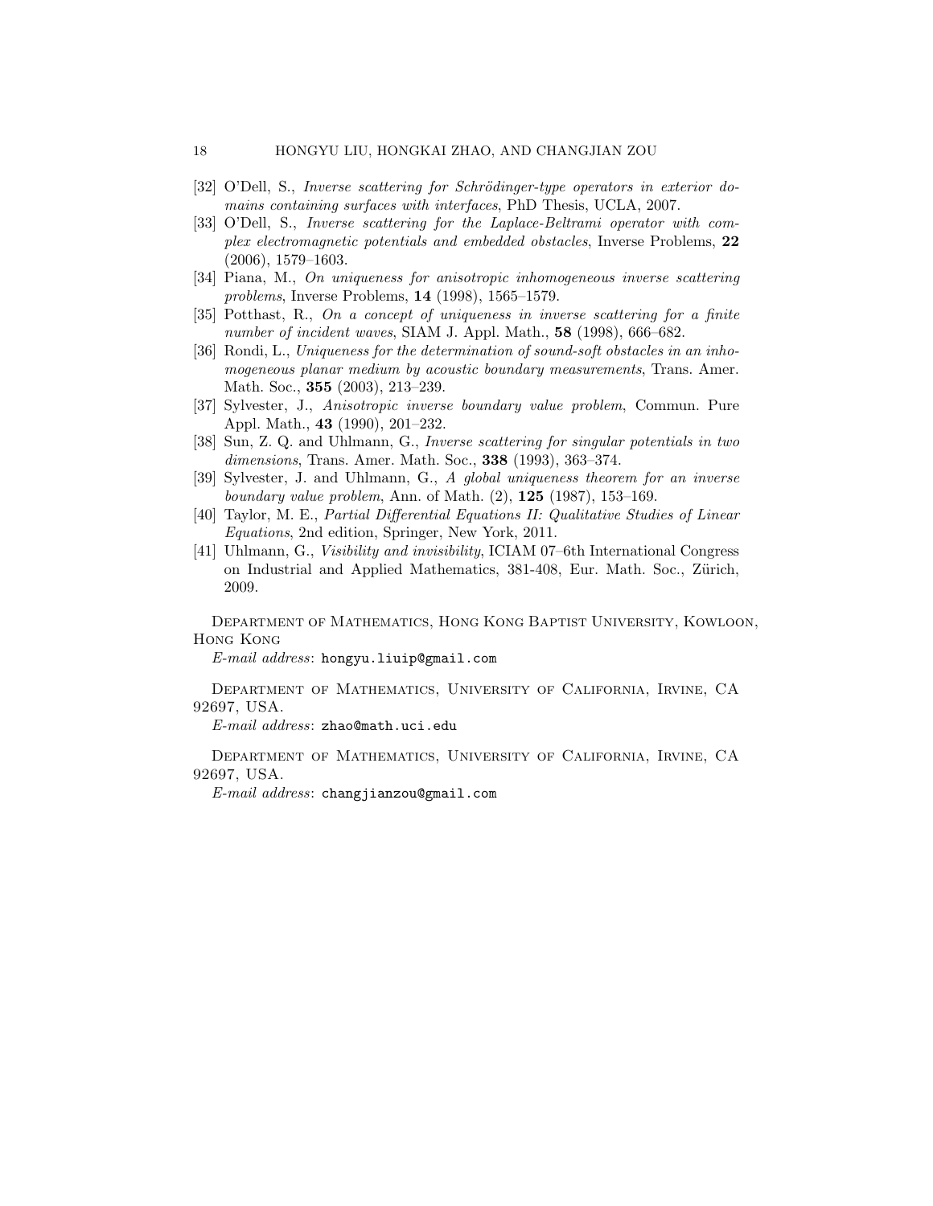[32] O'Dell, S., *Inverse scattering for Schrödinger-type operators in exterior domains containing surfaces with interfaces*, PhD Thesis, UCLA, 2007.

[33] O'Dell, S., *Inverse scattering for the Laplace-Beltrami operator with complex electromagnetic potentials and embedded obstacles*, Inverse Problems, **22** (2006), 1579–1603.

[34] Piana, M., *On uniqueness for anisotropic inhomogeneous inverse scattering problems*, Inverse Problems, **14** (1998), 1565–1579.

[35] Potthast, R., *On a concept of uniqueness in inverse scattering for a finite number of incident waves*, SIAM J. Appl. Math., **58** (1998), 666–682.

[36] Rondi, L., *Uniqueness for the determination of sound-soft obstacles in an inhomogeneous planar medium by acoustic boundary measurements*, Trans. Amer. Math. Soc., **355** (2003), 213–239.

[37] Sylvester, J., *Anisotropic inverse boundary value problem*, Commun. Pure Appl. Math., **43** (1990), 201–232.

[38] Sun, Z. Q. and Uhlmann, G., *Inverse scattering for singular potentials in two dimensions*, Trans. Amer. Math. Soc., **338** (1993), 363–374.

[39] Sylvester, J. and Uhlmann, G., *A global uniqueness theorem for an inverse boundary value problem*, Ann. of Math. (2), **125** (1987), 153–169.

[40] Taylor, M. E., *Partial Differential Equations II: Qualitative Studies of Linear Equations*, 2nd edition, Springer, New York, 2011.

[41] Uhlmann, G., *Visibility and invisibility*, ICIAM 07–6th International Congress on Industrial and Applied Mathematics, 381-408, Eur. Math. Soc., Zürich, 2009.

Department of Mathematics, Hong Kong Baptist University, Kowloon, Hong Kong

*E-mail address*: hongyu.liuip@gmail.com

Department of Mathematics, University of California, Irvine, CA 92697, USA.

*E-mail address*: zhao@math.uci.edu

Department of Mathematics, University of California, Irvine, CA 92697, USA.

*E-mail address*: changjianzou@gmail.com